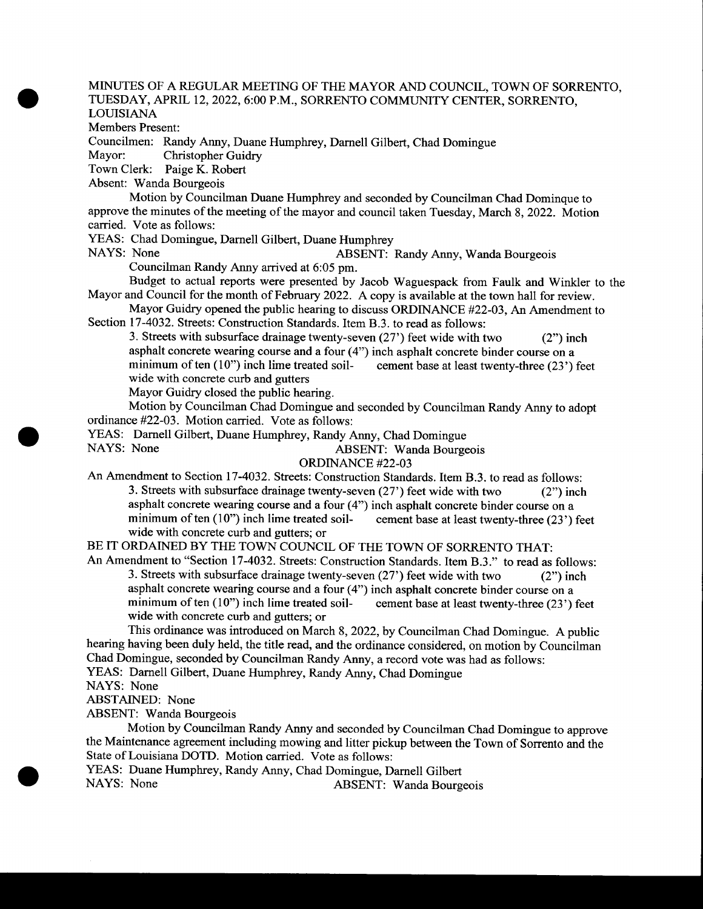MINUTES OF A REGULAR MEETING OF THE MAYOR AND COUNCIL, TOWN OF SORRENTO, TUESDAY, APRIL 12, 2022, 6:00 P.M., SORRENTO COMMUNITY CENTER, SORRENTO, LOUISIANA

Members Present:

Councilmen: Randy Anny, Duane Humphrey, Darnell Gilbert, Chad Domingue

Mayor: Christopher Guidry

Town Clerk: Paige K. Robert

Absent: Wanda Bourgeois

Motion by Councilman Duane Humphrey and seconded by Councilman Chad Dominque to approve the minutes of the meeting of the mayor and council taken Tuesday, March 8, 2022. Motion carried. Vote as follows:

YEAS: Chad Domingue, Darnell Gilbert, Duane Humphrey

NAYS: None ABSENT: Randy Anny, Wanda Bourgeois

Councilman Randy Anny arrived at 6:05 pm.

Budget to actual reports were presented by Jacob Waguespack from Faulk and Winkler to the Mayor and Council for the month of February 2022. A copy is available at the town hall for review.

Mayor Guidry opened the public hearing to discuss ORDINANCE #22-03, An Amendment to Section 17-4032. Streets: Construction Standards. Item B.3. to read as follows:

3. Streets with subsurface drainage twenty-seven (27') feet wide with two (2") inch asphalt concrete wearing course and a four (4") inch asphalt concrete binder course on a minimum of ten (10") inch lime treated soil- cement base at least twenty-three (23') feet wide with concrete curb and gutters

Mayor Guidry closed the public hearing.

Motion by Councilman Chad Domingue and seconded by Councilman Randy Anny to adopt ordinance #22-03. Motion carried. Vote as follows:

YEAS: Darnell Gilbert, Duane Humphrey, Randy Anny, Chad Domingue

NAYS: None ABSENT: Wanda Bourgeois

ORDINANCE #22-03

An Amendment to Section 17-4032. Streets: Construction Standards. Item B.3. to read as follows:

3. Streets with subsurface drainage twenty-seven (27') feet wide with two (2") inch asphalt concrete wearing course and a four (4") inch asphalt concrete binder course on a minimum of ten (10") inch lime treated soil- cement base at least twenty-three (23') feet wide with concrete curb and gutters; or

BE IT ORDAINED BY THE TOWN COUNCIL OF THE TOWN OF SORRENTO THAT:

An Amendment to "Section 17-4032. Streets: Construction Standards. Item B.3." to read as follows:

3. Streets with subsurface drainage twenty-seven (27') feet wide with two (2") inch asphalt concrete wearing course and a four (4") inch asphalt concrete binder course on a minimum of ten (10") inch lime treated soil- cement base at least twenty-three (23') feet wide with concrete curb and gutters; or

This ordinance was introduced on March 8, 2022, by Councilman Chad Domingue. A public hearing having been duly held, the title read, and the ordinance considered, on motion by Councilman Chad Domingue, seconded by Councilman Randy Anny, a record vote was had as follows:

YEAS: Darnell Gilbert, Duane Humphrey, Randy Anny, Chad Domingue

NAYS: None

ABSTAINED: None

ABSENT: Wanda Bourgeois

Motion by Councilman Randy Anny and seconded by Councilman Chad Domingue to approve the Maintenance agreement including mowing and litter pickup between the Town of Sorrento and the State of Louisiana DOTD. Motion carried. Vote as follows:

YEAS: Duane Humphrey, Randy Anny, Chad Domingue, Darnell Gilbert

NAYS: None ABSENT: Wanda Bourgeois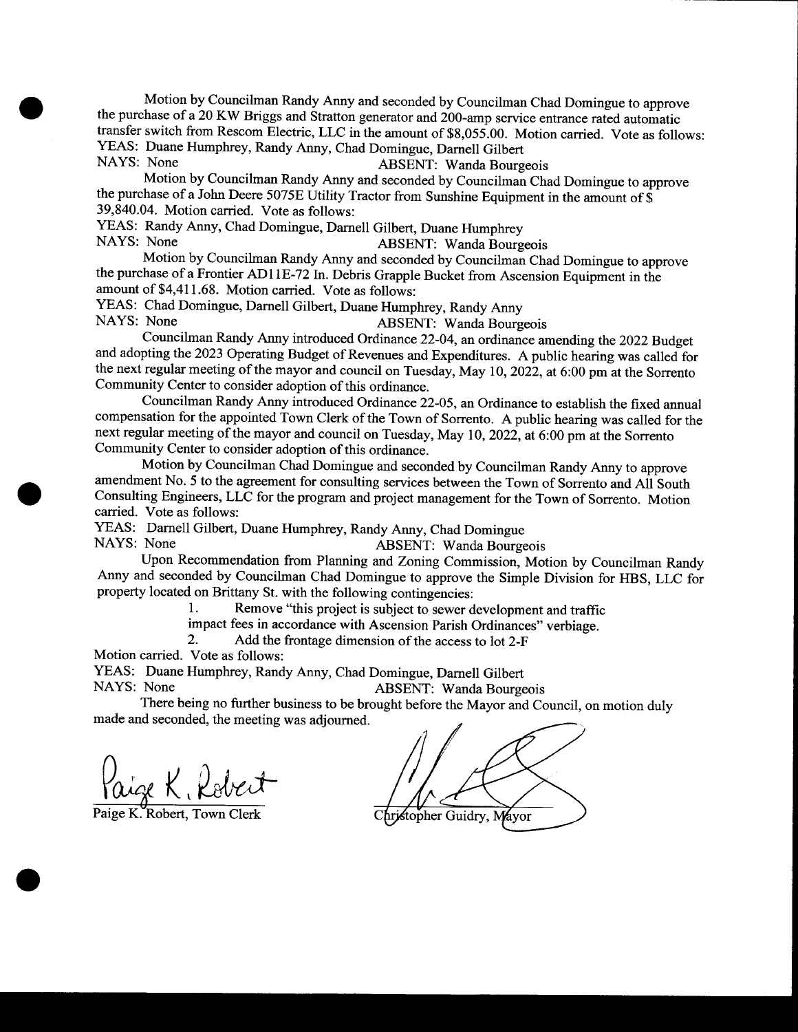Motion by Councilman Randy Anny and seconded by Councilman Chad Domingue to approve the purchase of a 20 KW Briggs and Stratton generator and 200-amp service entrance rated automatic transfer switch from Rescom Electric, LLC in the amount of $8,055.00. Motion carried. Vote as follows:

YEAS: Duane Humphrey, Randy Anny, Chad Domingue, Darnell Gilbert
NAYS: None ABSENT: Wanda Bourgeois

Motion by Councilman Randy Anny and seconded by Councilman Chad Domingue to approve the purchase of a John Deere 5075E Utility Tractor from Sunshine Equipment in the amount of $ 39,840.04. Motion carried. Vote as follows:

YEAS: Randy Anny, Chad Domingue, Darnell Gilbert, Duane Humphrey
NAYS: None ABSENT: Wanda Bourgeois

Motion by Councilman Randy Anny and seconded by Councilman Chad Domingue to approve the purchase of a Frontier AD11E-72 In. Debris Grapple Bucket from Ascension Equipment in the amount of $4,411.68. Motion carried. Vote as follows:

YEAS: Chad Domingue, Darnell Gilbert, Duane Humphrey, Randy Anny
NAYS: None ABSENT: Wanda Bourgeois

Councilman Randy Anny introduced Ordinance 22-04, an ordinance amending the 2022 Budget and adopting the 2023 Operating Budget of Revenues and Expenditures. A public hearing was called for the next regular meeting of the mayor and council on Tuesday, May 10, 2022, at 6:00 pm at the Sorrento Community Center to consider adoption of this ordinance.

Councilman Randy Anny introduced Ordinance 22-05, an Ordinance to establish the fixed annual compensation for the appointed Town Clerk of the Town of Sorrento. A public hearing was called for the next regular meeting of the mayor and council on Tuesday, May 10, 2022, at 6:00 pm at the Sorrento Community Center to consider adoption of this ordinance.

Motion by Councilman Chad Domingue and seconded by Councilman Randy Anny to approve amendment No. 5 to the agreement for consulting services between the Town of Sorrento and All South Consulting Engineers, LLC for the program and project management for the Town of Sorrento. Motion carried. Vote as follows:

YEAS: Darnell Gilbert, Duane Humphrey, Randy Anny, Chad Domingue
NAYS: None ABSENT: Wanda Bourgeois

Upon Recommendation from Planning and Zoning Commission, Motion by Councilman Randy Anny and seconded by Councilman Chad Domingue to approve the Simple Division for HBS, LLC for property located on Brittany St. with the following contingencies:

1. Remove "this project is subject to sewer development and traffic impact fees in accordance with Ascension Parish Ordinances" verbiage.
2. Add the frontage dimension of the access to lot 2-F

Motion carried. Vote as follows:

YEAS: Duane Humphrey, Randy Anny, Chad Domingue, Darnell Gilbert
NAYS: None ABSENT: Wanda Bourgeois

There being no further business to be brought before the Mayor and Council, on motion duly made and seconded, the meeting was adjourned.

Paige K. Robert
Paige K. Robert, Town Clerk

Christopher Guidry, Mayor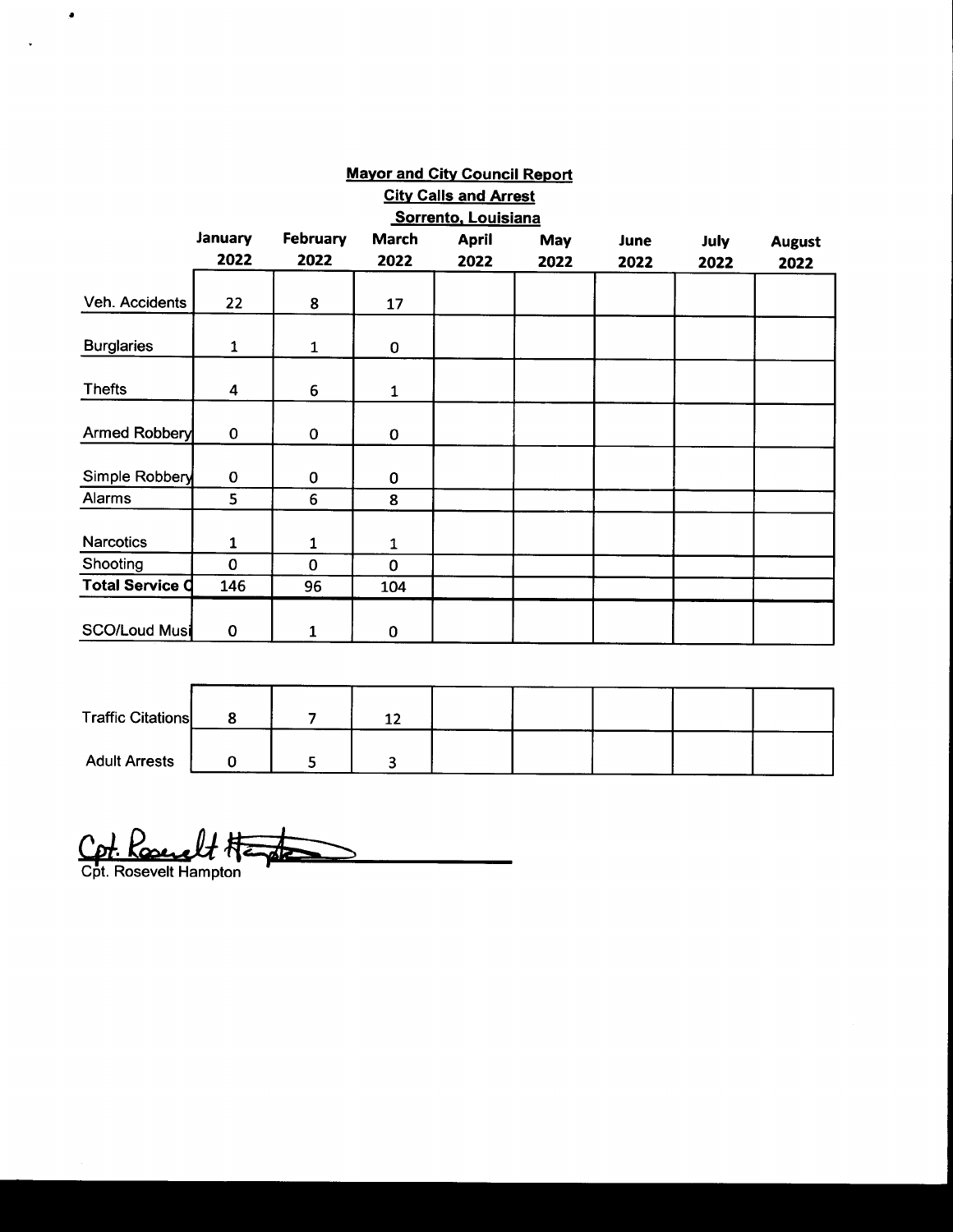**Mayor and City Council Report**

**City Calls and Arrest**

**Sorrento, Louisiana**

| | January 2022 | February 2022 | March 2022 | April 2022 | May 2022 | June 2022 | July 2022 | August 2022 |
|---|---|---|---|---|---|---|---|---|
| Veh. Accidents | 22 | 8 | 17 | | | | | |
| Burglaries | 1 | 1 | 0 | | | | | |
| Thefts | 4 | 6 | 1 | | | | | |
| Armed Robbery | 0 | 0 | 0 | | | | | |
| Simple Robbery | 0 | 0 | 0 | | | | | |
| Alarms | 5 | 6 | 8 | | | | | |
| Narcotics | 1 | 1 | 1 | | | | | |
| Shooting | 0 | 0 | 0 | | | | | |
| **Total Service C** | 146 | 96 | 104 | | | | | |
| SCO/Loud Musi | 0 | 1 | 0 | | | | | |

| | | | | | | | | |
|---|---|---|---|---|---|---|---|---|
| Traffic Citations | 8 | 7 | 12 | | | | | |
| Adult Arrests | 0 | 5 | 3 | | | | | |

Cpt. Rosevelt Hampton

Cpt. Rosevelt Hampton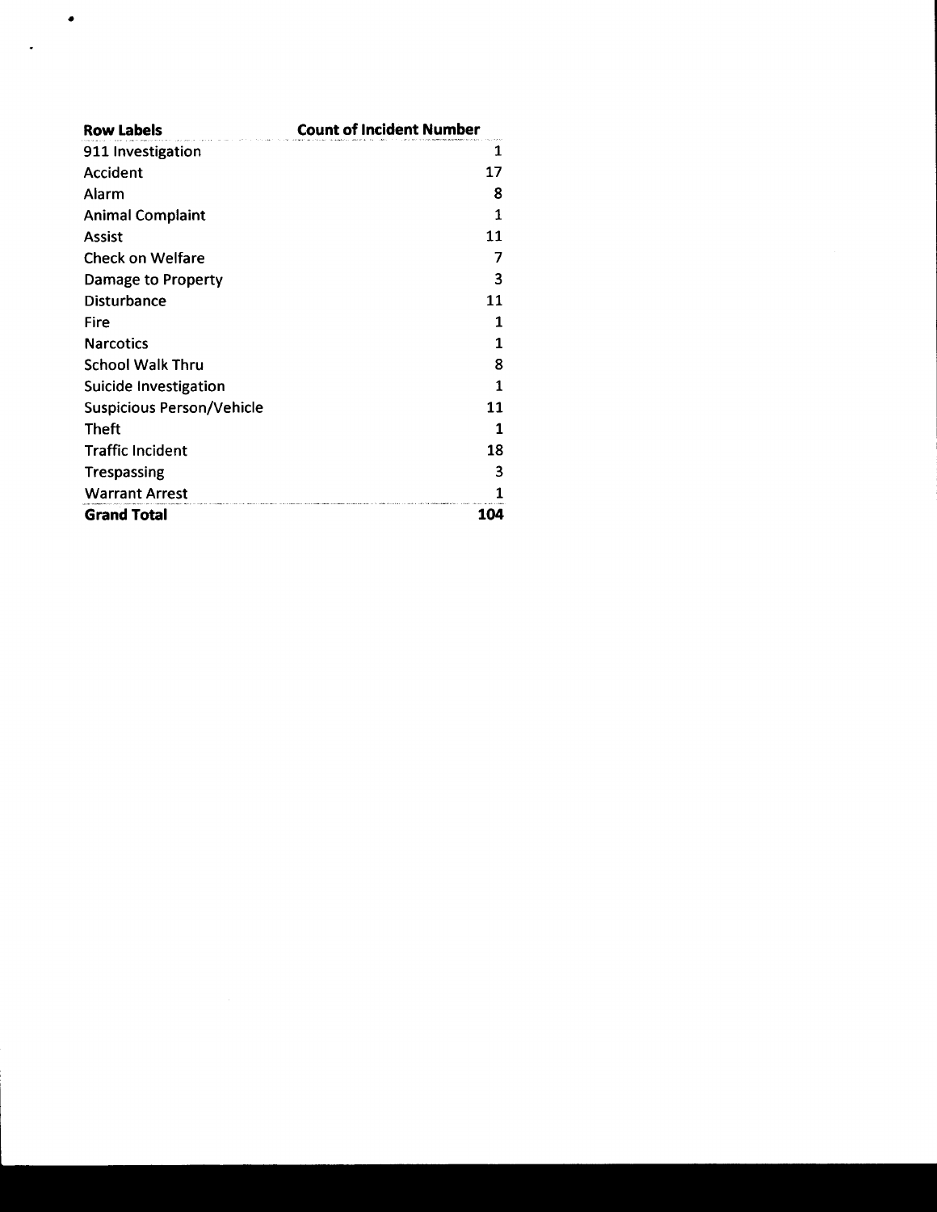| Row Labels | Count of Incident Number |
|---|---|
| 911 Investigation | 1 |
| Accident | 17 |
| Alarm | 8 |
| Animal Complaint | 1 |
| Assist | 11 |
| Check on Welfare | 7 |
| Damage to Property | 3 |
| Disturbance | 11 |
| Fire | 1 |
| Narcotics | 1 |
| School Walk Thru | 8 |
| Suicide Investigation | 1 |
| Suspicious Person/Vehicle | 11 |
| Theft | 1 |
| Traffic Incident | 18 |
| Trespassing | 3 |
| Warrant Arrest | 1 |
| **Grand Total** | **104** |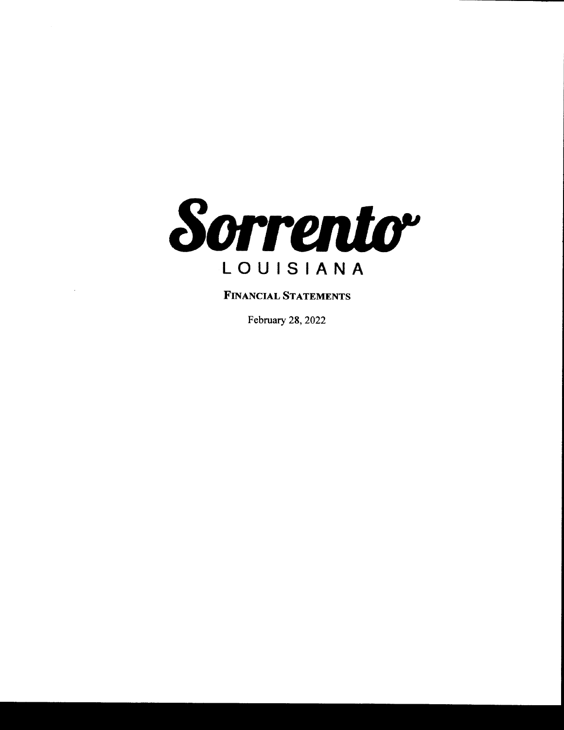# Sorrento

LOUISIANA

**FINANCIAL STATEMENTS**

February 28, 2022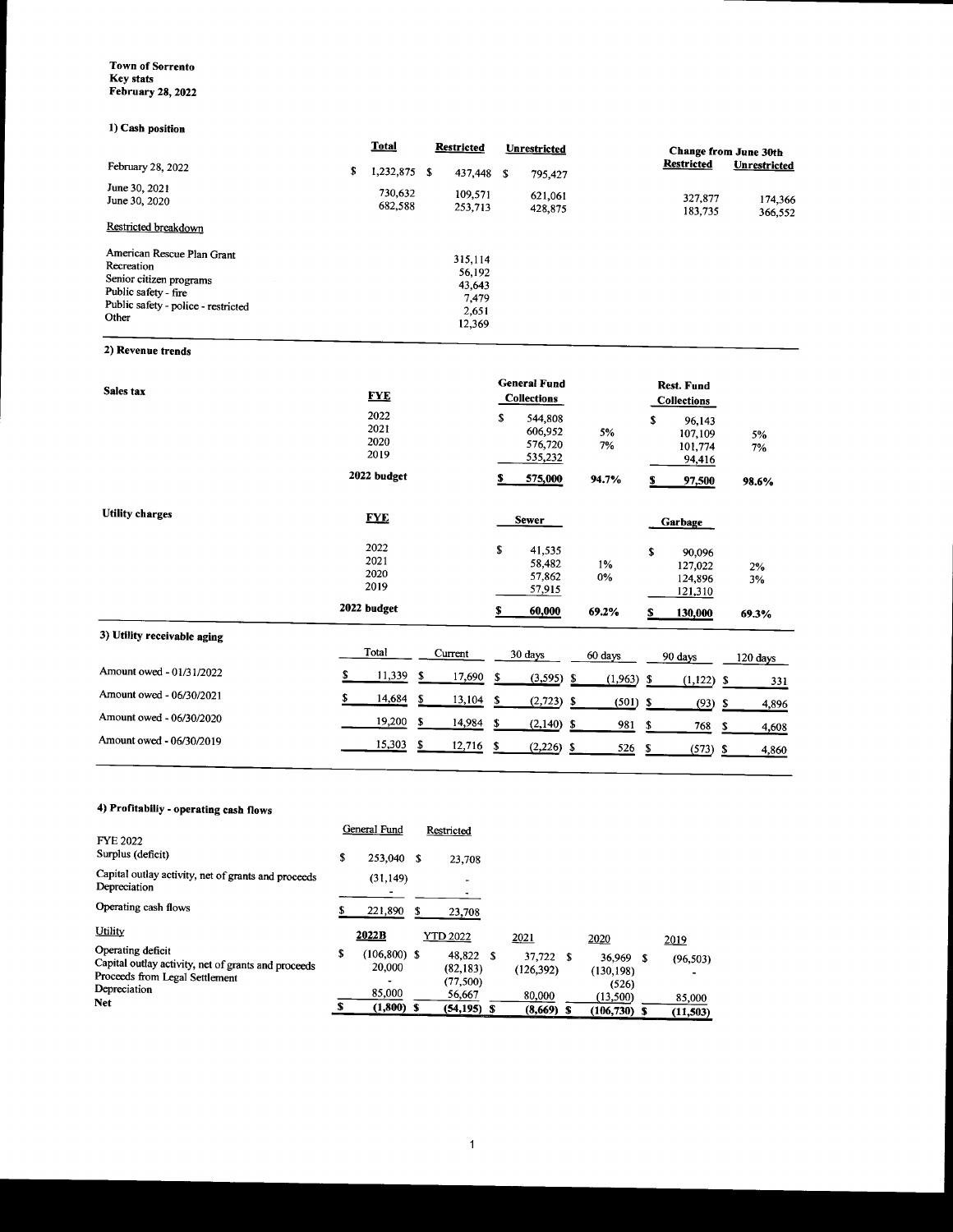**Town of Sorrento**
**Key stats**
**February 28, 2022**

### 1) Cash position

| | Total | Restricted | Unrestricted | Change from June 30th Restricted | Change from June 30th Unrestricted |
|---|---|---|---|---|---|
| February 28, 2022 | $ 1,232,875 | $ 437,448 | $ 795,427 | | |
| June 30, 2021 | 730,632 | 109,571 | 621,061 | 327,877 | 174,366 |
| June 30, 2020 | 682,588 | 253,713 | 428,875 | 183,735 | 366,552 |

Restricted breakdown

| | Restricted |
|---|---|
| American Rescue Plan Grant | 315,114 |
| Recreation | 56,192 |
| Senior citizen programs | 43,643 |
| Public safety - fire | 7,479 |
| Public safety - police - restricted | 2,651 |
| Other | 12,369 |

### 2) Revenue trends

| Sales tax | FYE | General Fund Collections | | Rest. Fund Collections | |
|---|---|---|---|---|---|
| | 2022 | $ 544,808 | | $ 96,143 | |
| | 2021 | 606,952 | 5% | 107,109 | 5% |
| | 2020 | 576,720 | 7% | 101,774 | 7% |
| | 2019 | 535,232 | | 94,416 | |
| | **2022 budget** | **$ 575,000** | **94.7%** | **$ 97,500** | **98.6%** |

| Utility charges | FYE | Sewer | | Garbage | |
|---|---|---|---|---|---|
| | 2022 | $ 41,535 | | $ 90,096 | |
| | 2021 | 58,482 | 1% | 127,022 | 2% |
| | 2020 | 57,862 | 0% | 124,896 | 3% |
| | 2019 | 57,915 | | 121,310 | |
| | **2022 budget** | **$ 60,000** | **69.2%** | **$ 130,000** | **69.3%** |

### 3) Utility receivable aging

| | Total | Current | 30 days | 60 days | 90 days | 120 days |
|---|---|---|---|---|---|---|
| Amount owed - 01/31/2022 | $ 11,339 | $ 17,690 | $ (3,595) | $ (1,963) | $ (1,122) | $ 331 |
| Amount owed - 06/30/2021 | $ 14,684 | $ 13,104 | $ (2,723) | $ (501) | $ (93) | $ 4,896 |
| Amount owed - 06/30/2020 | 19,200 | $ 14,984 | $ (2,140) | $ 981 | $ 768 | $ 4,608 |
| Amount owed - 06/30/2019 | 15,303 | $ 12,716 | $ (2,226) | $ 526 | $ (573) | $ 4,860 |

### 4) Profitabiliy - operating cash flows

| FYE 2022 | General Fund | Restricted |
|---|---|---|
| Surplus (deficit) | $ 253,040 | $ 23,708 |
| Capital outlay activity, net of grants and proceeds | (31,149) | - |
| Depreciation | - | - |
| Operating cash flows | $ 221,890 | $ 23,708 |

| Utility | 2022B | YTD 2022 | 2021 | 2020 | 2019 |
|---|---|---|---|---|---|
| Operating deficit | $ (106,800) | $ 48,822 | $ 37,722 | $ 36,969 | $ (96,503) |
| Capital outlay activity, net of grants and proceeds | 20,000 | (82,183) | (126,392) | (130,198) | - |
| Proceeds from Legal Settlement | - | (77,500) | | (526) | |
| Depreciation | 85,000 | 56,667 | 80,000 | (13,500) | 85,000 |
| Net | $ (1,800) | $ (54,195) | $ (8,669) | $ (106,730) | $ (11,503) |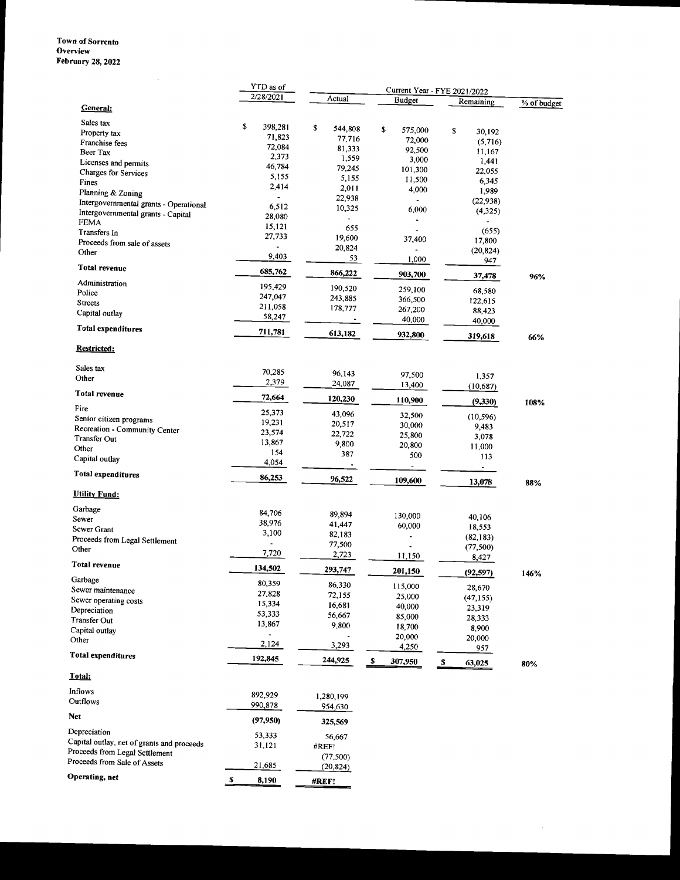**Town of Sorrento**
**Overview**
**February 28, 2022**

| | YTD as of | Current Year - FYE 2021/2022 | | | |
|---|---|---|---|---|---|
| | 2/28/2021 | Actual | Budget | Remaining | % of budget |
| **General:** | | | | | |
| Sales tax | $ 398,281 | $ 544,808 | $ 575,000 | $ 30,192 | |
| Property tax | 71,823 | 77,716 | 72,000 | (5,716) | |
| Franchise fees | 72,084 | 81,333 | 92,500 | 11,167 | |
| Beer Tax | 2,373 | 1,559 | 3,000 | 1,441 | |
| Licenses and permits | 46,784 | 79,245 | 101,300 | 22,055 | |
| Charges for Services | 5,155 | 5,155 | 11,500 | 6,345 | |
| Fines | 2,414 | 2,011 | 4,000 | 1,989 | |
| Planning & Zoning | - | 22,938 | - | (22,938) | |
| Intergovernmental grants - Operational | 6,512 | 10,325 | 6,000 | (4,325) | |
| Intergovernmental grants - Capital | 28,080 | - | - | - | |
| FEMA | 15,121 | 655 | - | (655) | |
| Transfers In | 27,733 | 19,600 | 37,400 | 17,800 | |
| Proceeds from sale of assets | - | 20,824 | - | (20,824) | |
| Other | 9,403 | 53 | 1,000 | 947 | |
| **Total revenue** | **685,762** | **866,222** | **903,700** | **37,478** | **96%** |
| Administration | 195,429 | 190,520 | 259,100 | 68,580 | |
| Police | 247,047 | 243,885 | 366,500 | 122,615 | |
| Streets | 211,058 | 178,777 | 267,200 | 88,423 | |
| Capital outlay | 58,247 | - | 40,000 | 40,000 | |
| **Total expenditures** | **711,781** | **613,182** | **932,800** | **319,618** | **66%** |
| **Restricted:** | | | | | |
| Sales tax | 70,285 | 96,143 | 97,500 | 1,357 | |
| Other | 2,379 | 24,087 | 13,400 | (10,687) | |
| **Total revenue** | **72,664** | **120,230** | **110,900** | **(9,330)** | **108%** |
| Fire | 25,373 | 43,096 | 32,500 | (10,596) | |
| Senior citizen programs | 19,231 | 20,517 | 30,000 | 9,483 | |
| Recreation - Community Center | 23,574 | 22,722 | 25,800 | 3,078 | |
| Transfer Out | 13,867 | 9,800 | 20,800 | 11,000 | |
| Other | 154 | 387 | 500 | 113 | |
| Capital outlay | 4,054 | - | - | - | |
| **Total expenditures** | **86,253** | **96,522** | **109,600** | **13,078** | **88%** |
| **Utility Fund:** | | | | | |
| Garbage | 84,706 | 89,894 | 130,000 | 40,106 | |
| Sewer | 38,976 | 41,447 | 60,000 | 18,553 | |
| Sewer Grant | 3,100 | 82,183 | - | (82,183) | |
| Proceeds from Legal Settlement | - | 77,500 | - | (77,500) | |
| Other | 7,720 | 2,723 | 11,150 | 8,427 | |
| **Total revenue** | **134,502** | **293,747** | **201,150** | **(92,597)** | **146%** |
| Garbage | 80,359 | 86,330 | 115,000 | 28,670 | |
| Sewer maintenance | 27,828 | 72,155 | 25,000 | (47,155) | |
| Sewer operating costs | 15,334 | 16,681 | 40,000 | 23,319 | |
| Depreciation | 53,333 | 56,667 | 85,000 | 28,333 | |
| Transfer Out | 13,867 | 9,800 | 18,700 | 8,900 | |
| Capital outlay | - | - | 20,000 | 20,000 | |
| Other | 2,124 | 3,293 | 4,250 | 957 | |
| **Total expenditures** | **192,845** | **244,925** | **$ 307,950** | **$ 63,025** | **80%** |
| **Total:** | | | | | |
| Inflows | 892,929 | 1,280,199 | | | |
| Outflows | 990,878 | 954,630 | | | |
| **Net** | **(97,950)** | **325,569** | | | |
| Depreciation | 53,333 | 56,667 | | | |
| Capital outlay, net of grants and proceeds | 31,121 | #REF! | | | |
| Proceeds from Legal Settlement | | (77,500) | | | |
| Proceeds from Sale of Assets | 21,685 | (20,824) | | | |
| **Operating, net** | **$ 8,190** | **#REF!** | | | |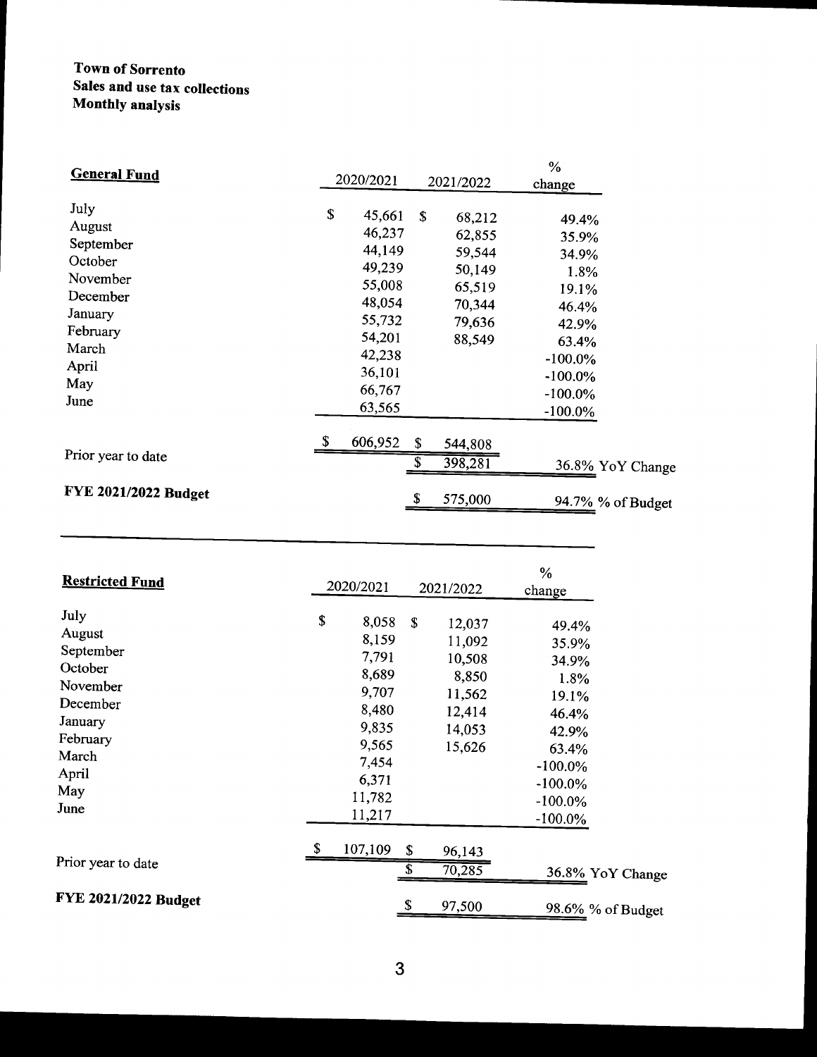**Town of Sorrento**
**Sales and use tax collections**
**Monthly analysis**

| **General Fund** | 2020/2021 | 2021/2022 | % change |
|---|---|---|---|
| July | $ 45,661 | $ 68,212 | 49.4% |
| August | 46,237 | 62,855 | 35.9% |
| September | 44,149 | 59,544 | 34.9% |
| October | 49,239 | 50,149 | 1.8% |
| November | 55,008 | 65,519 | 19.1% |
| December | 48,054 | 70,344 | 46.4% |
| January | 55,732 | 79,636 | 42.9% |
| February | 54,201 | 88,549 | 63.4% |
| March | 42,238 | | -100.0% |
| April | 36,101 | | -100.0% |
| May | 66,767 | | -100.0% |
| June | 63,565 | | -100.0% |
| | $ 606,952 | $ 544,808 | |
| Prior year to date | | $ 398,281 | 36.8% YoY Change |
| **FYE 2021/2022 Budget** | | $ 575,000 | 94.7% % of Budget |

| **Restricted Fund** | 2020/2021 | 2021/2022 | % change |
|---|---|---|---|
| July | $ 8,058 | $ 12,037 | 49.4% |
| August | 8,159 | 11,092 | 35.9% |
| September | 7,791 | 10,508 | 34.9% |
| October | 8,689 | 8,850 | 1.8% |
| November | 9,707 | 11,562 | 19.1% |
| December | 8,480 | 12,414 | 46.4% |
| January | 9,835 | 14,053 | 42.9% |
| February | 9,565 | 15,626 | 63.4% |
| March | 7,454 | | -100.0% |
| April | 6,371 | | -100.0% |
| May | 11,782 | | -100.0% |
| June | 11,217 | | -100.0% |
| | $ 107,109 | $ 96,143 | |
| Prior year to date | | $ 70,285 | 36.8% YoY Change |
| **FYE 2021/2022 Budget** | | $ 97,500 | 98.6% % of Budget |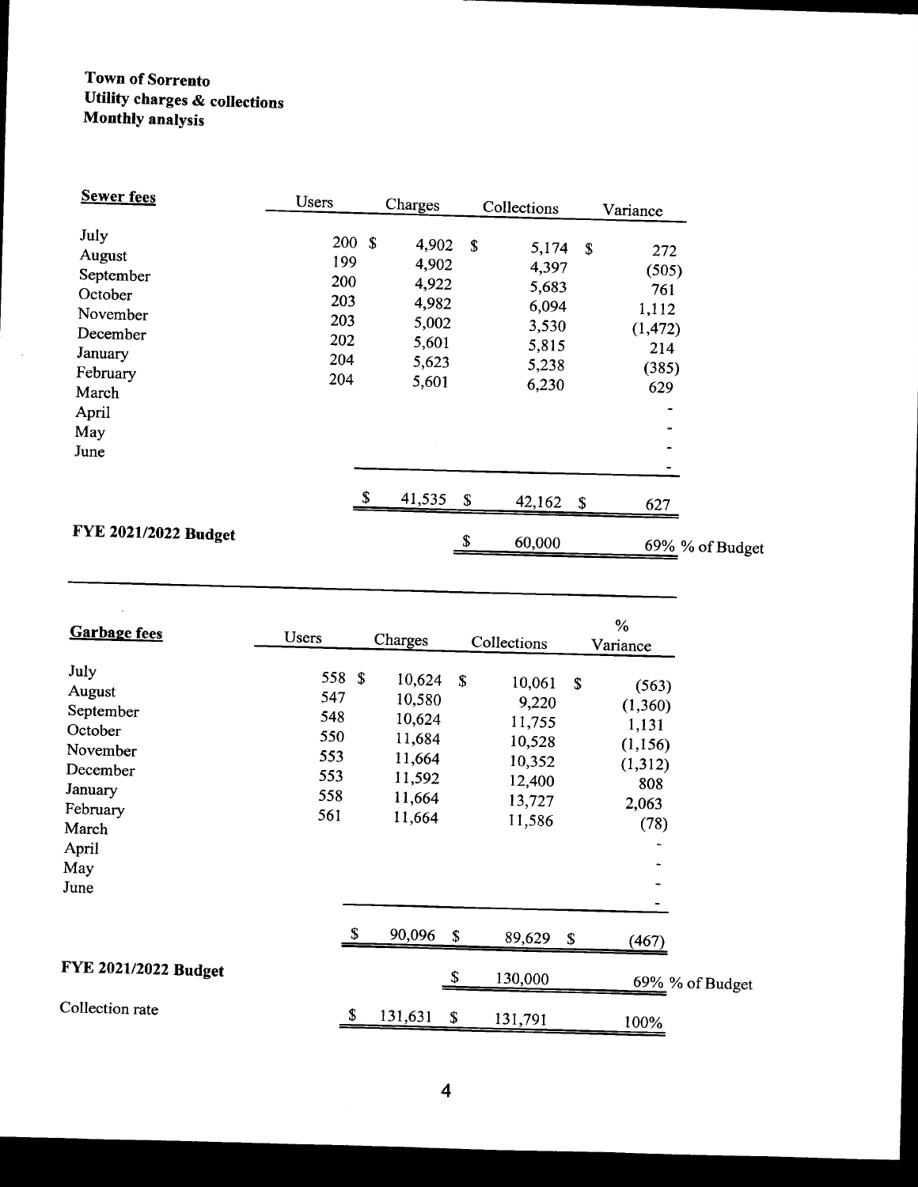**Town of Sorrento**
**Utility charges & collections**
**Monthly analysis**

| **Sewer fees** | Users | Charges | Collections | Variance |
|---|---|---|---|---|
| July | 200 | $ 4,902 | $ 5,174 | $ 272 |
| August | 199 | 4,902 | 4,397 | (505) |
| September | 200 | 4,922 | 5,683 | 761 |
| October | 203 | 4,982 | 6,094 | 1,112 |
| November | 203 | 5,002 | 3,530 | (1,472) |
| December | 202 | 5,601 | 5,815 | 214 |
| January | 204 | 5,623 | 5,238 | (385) |
| February | 204 | 5,601 | 6,230 | 629 |
| March | | | | - |
| April | | | | - |
| May | | | | - |
| June | | | | - |
| | | $ 41,535 | $ 42,162 | $ 627 |
| **FYE 2021/2022 Budget** | | | $ 60,000 | 69% % of Budget |

| **Garbage fees** | Users | Charges | Collections | % Variance |
|---|---|---|---|---|
| July | 558 | $ 10,624 | $ 10,061 | $ (563) |
| August | 547 | 10,580 | 9,220 | (1,360) |
| September | 548 | 10,624 | 11,755 | 1,131 |
| October | 550 | 11,684 | 10,528 | (1,156) |
| November | 553 | 11,664 | 10,352 | (1,312) |
| December | 553 | 11,592 | 12,400 | 808 |
| January | 558 | 11,664 | 13,727 | 2,063 |
| February | 561 | 11,664 | 11,586 | (78) |
| March | | | | - |
| April | | | | - |
| May | | | | - |
| June | | | | - |
| | | $ 90,096 | $ 89,629 | $ (467) |
| **FYE 2021/2022 Budget** | | | $ 130,000 | 69% % of Budget |
| Collection rate | | $ 131,631 | $ 131,791 | 100% |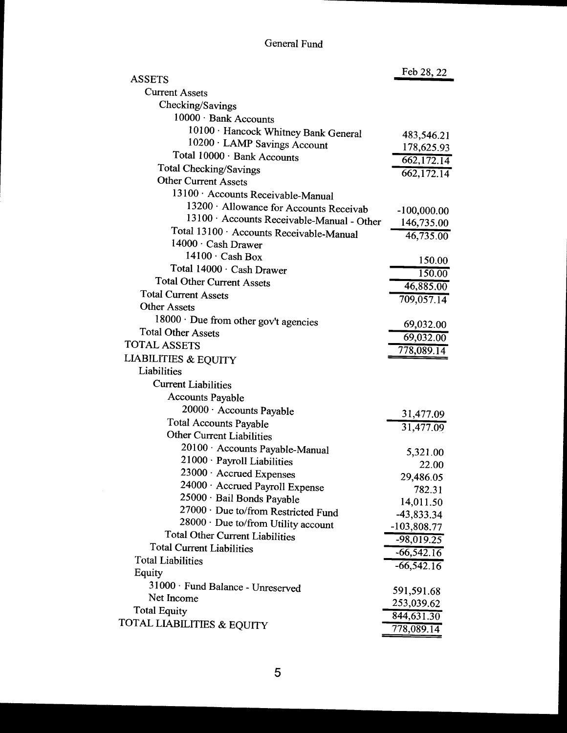# General Fund

| | Feb 28, 22 |
|---|---|
| ASSETS | |
| Current Assets | |
| Checking/Savings | |
| 10000 · Bank Accounts | |
| 10100 · Hancock Whitney Bank General | 483,546.21 |
| 10200 · LAMP Savings Account | 178,625.93 |
| Total 10000 · Bank Accounts | 662,172.14 |
| Total Checking/Savings | 662,172.14 |
| Other Current Assets | |
| 13100 · Accounts Receivable-Manual | |
| 13200 · Allowance for Accounts Receivab | -100,000.00 |
| 13100 · Accounts Receivable-Manual - Other | 146,735.00 |
| Total 13100 · Accounts Receivable-Manual | 46,735.00 |
| 14000 · Cash Drawer | |
| 14100 · Cash Box | 150.00 |
| Total 14000 · Cash Drawer | 150.00 |
| Total Other Current Assets | 46,885.00 |
| Total Current Assets | 709,057.14 |
| Other Assets | |
| 18000 · Due from other gov't agencies | 69,032.00 |
| Total Other Assets | 69,032.00 |
| TOTAL ASSETS | 778,089.14 |
| LIABILITIES & EQUITY | |
| Liabilities | |
| Current Liabilities | |
| Accounts Payable | |
| 20000 · Accounts Payable | 31,477.09 |
| Total Accounts Payable | 31,477.09 |
| Other Current Liabilities | |
| 20100 · Accounts Payable-Manual | 5,321.00 |
| 21000 · Payroll Liabilities | 22.00 |
| 23000 · Accrued Expenses | 29,486.05 |
| 24000 · Accrued Payroll Expense | 782.31 |
| 25000 · Bail Bonds Payable | 14,011.50 |
| 27000 · Due to/from Restricted Fund | -43,833.34 |
| 28000 · Due to/from Utility account | -103,808.77 |
| Total Other Current Liabilities | -98,019.25 |
| Total Current Liabilities | -66,542.16 |
| Total Liabilities | -66,542.16 |
| Equity | |
| 31000 · Fund Balance - Unreserved | 591,591.68 |
| Net Income | 253,039.62 |
| Total Equity | 844,631.30 |
| TOTAL LIABILITIES & EQUITY | 778,089.14 |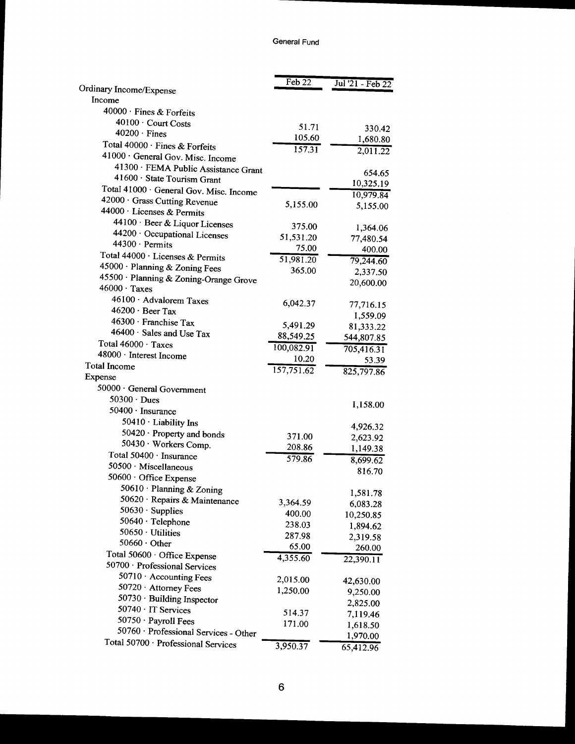# General Fund

| | Feb 22 | Jul '21 - Feb 22 |
|---|---|---|
| Ordinary Income/Expense | | |
| Income | | |
| 40000 · Fines & Forfeits | | |
| 40100 · Court Costs | 51.71 | 330.42 |
| 40200 · Fines | 105.60 | 1,680.80 |
| Total 40000 · Fines & Forfeits | 157.31 | 2,011.22 |
| 41000 · General Gov. Misc. Income | | |
| 41300 · FEMA Public Assistance Grant | | 654.65 |
| 41600 · State Tourism Grant | | 10,325.19 |
| Total 41000 · General Gov. Misc. Income | | 10,979.84 |
| 42000 · Grass Cutting Revenue | 5,155.00 | 5,155.00 |
| 44000 · Licenses & Permits | | |
| 44100 · Beer & Liquor Licenses | 375.00 | 1,364.06 |
| 44200 · Occupational Licenses | 51,531.20 | 77,480.54 |
| 44300 · Permits | 75.00 | 400.00 |
| Total 44000 · Licenses & Permits | 51,981.20 | 79,244.60 |
| 45000 · Planning & Zoning Fees | 365.00 | 2,337.50 |
| 45500 · Planning & Zoning-Orange Grove | | 20,600.00 |
| 46000 · Taxes | | |
| 46100 · Advalorem Taxes | 6,042.37 | 77,716.15 |
| 46200 · Beer Tax | | 1,559.09 |
| 46300 · Franchise Tax | 5,491.29 | 81,333.22 |
| 46400 · Sales and Use Tax | 88,549.25 | 544,807.85 |
| Total 46000 · Taxes | 100,082.91 | 705,416.31 |
| 48000 · Interest Income | 10.20 | 53.39 |
| Total Income | 157,751.62 | 825,797.86 |
| Expense | | |
| 50000 · General Government | | |
| 50300 · Dues | | 1,158.00 |
| 50400 · Insurance | | |
| 50410 · Liability Ins | | 4,926.32 |
| 50420 · Property and bonds | 371.00 | 2,623.92 |
| 50430 · Workers Comp. | 208.86 | 1,149.38 |
| Total 50400 · Insurance | 579.86 | 8,699.62 |
| 50500 · Miscellaneous | | 816.70 |
| 50600 · Office Expense | | |
| 50610 · Planning & Zoning | | 1,581.78 |
| 50620 · Repairs & Maintenance | 3,364.59 | 6,083.28 |
| 50630 · Supplies | 400.00 | 10,250.85 |
| 50640 · Telephone | 238.03 | 1,894.62 |
| 50650 · Utilities | 287.98 | 2,319.58 |
| 50660 · Other | 65.00 | 260.00 |
| Total 50600 · Office Expense | 4,355.60 | 22,390.11 |
| 50700 · Professional Services | | |
| 50710 · Accounting Fees | 2,015.00 | 42,630.00 |
| 50720 · Attorney Fees | 1,250.00 | 9,250.00 |
| 50730 · Building Inspector | | 2,825.00 |
| 50740 · IT Services | 514.37 | 7,119.46 |
| 50750 · Payroll Fees | 171.00 | 1,618.50 |
| 50760 · Professional Services - Other | | 1,970.00 |
| Total 50700 · Professional Services | 3,950.37 | 65,412.96 |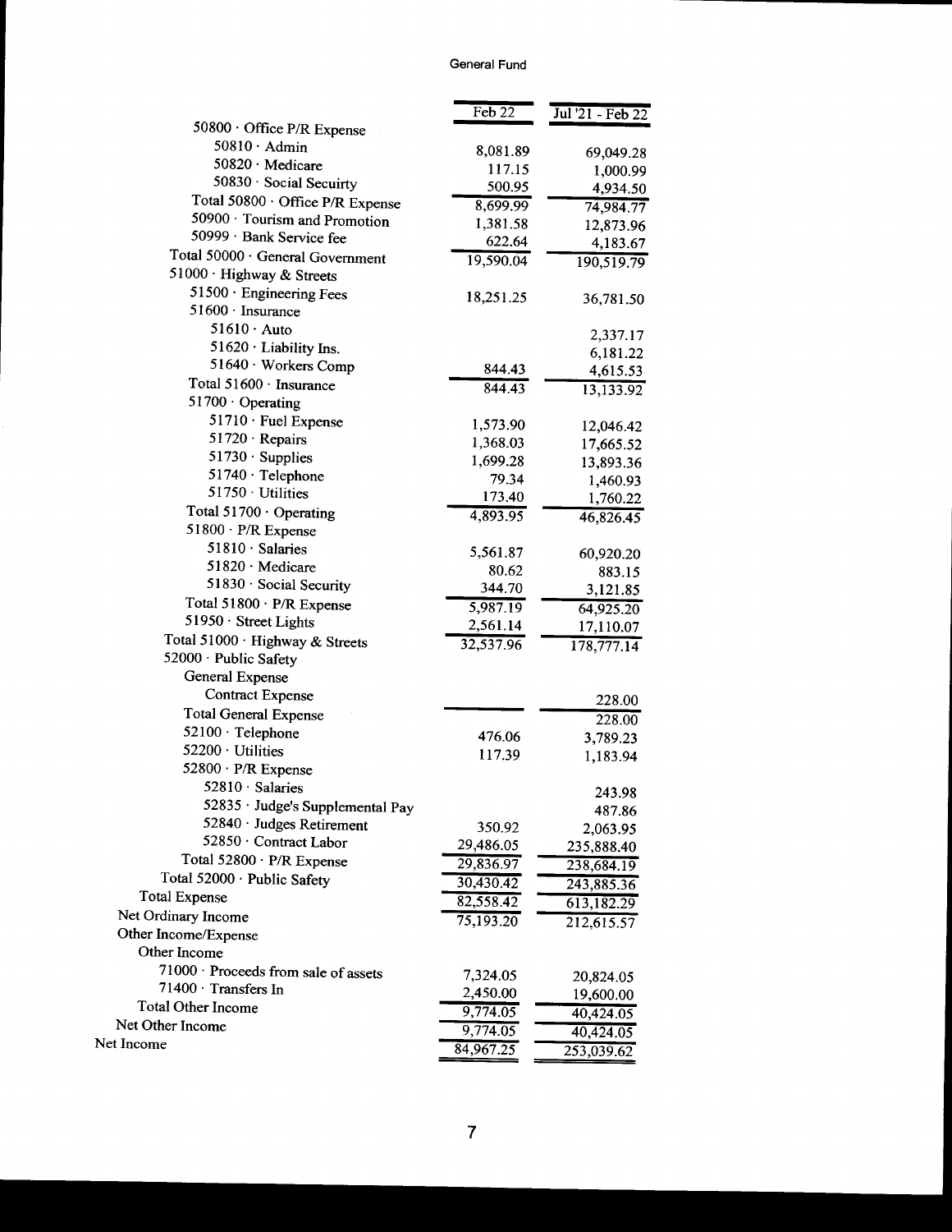General Fund

| | Feb 22 | Jul '21 - Feb 22 |
|---|---|---|
| 50800 · Office P/R Expense | | |
| 50810 · Admin | 8,081.89 | 69,049.28 |
| 50820 · Medicare | 117.15 | 1,000.99 |
| 50830 · Social Secuirty | 500.95 | 4,934.50 |
| Total 50800 · Office P/R Expense | 8,699.99 | 74,984.77 |
| 50900 · Tourism and Promotion | 1,381.58 | 12,873.96 |
| 50999 · Bank Service fee | 622.64 | 4,183.67 |
| Total 50000 · General Government | 19,590.04 | 190,519.79 |
| 51000 · Highway & Streets | | |
| 51500 · Engineering Fees | 18,251.25 | 36,781.50 |
| 51600 · Insurance | | |
| 51610 · Auto | | 2,337.17 |
| 51620 · Liability Ins. | | 6,181.22 |
| 51640 · Workers Comp | 844.43 | 4,615.53 |
| Total 51600 · Insurance | 844.43 | 13,133.92 |
| 51700 · Operating | | |
| 51710 · Fuel Expense | 1,573.90 | 12,046.42 |
| 51720 · Repairs | 1,368.03 | 17,665.52 |
| 51730 · Supplies | 1,699.28 | 13,893.36 |
| 51740 · Telephone | 79.34 | 1,460.93 |
| 51750 · Utilities | 173.40 | 1,760.22 |
| Total 51700 · Operating | 4,893.95 | 46,826.45 |
| 51800 · P/R Expense | | |
| 51810 · Salaries | 5,561.87 | 60,920.20 |
| 51820 · Medicare | 80.62 | 883.15 |
| 51830 · Social Security | 344.70 | 3,121.85 |
| Total 51800 · P/R Expense | 5,987.19 | 64,925.20 |
| 51950 · Street Lights | 2,561.14 | 17,110.07 |
| Total 51000 · Highway & Streets | 32,537.96 | 178,777.14 |
| 52000 · Public Safety | | |
| General Expense | | |
| Contract Expense | | 228.00 |
| Total General Expense | | 228.00 |
| 52100 · Telephone | 476.06 | 3,789.23 |
| 52200 · Utilities | 117.39 | 1,183.94 |
| 52800 · P/R Expense | | |
| 52810 · Salaries | | 243.98 |
| 52835 · Judge's Supplemental Pay | | 487.86 |
| 52840 · Judges Retirement | 350.92 | 2,063.95 |
| 52850 · Contract Labor | 29,486.05 | 235,888.40 |
| Total 52800 · P/R Expense | 29,836.97 | 238,684.19 |
| Total 52000 · Public Safety | 30,430.42 | 243,885.36 |
| Total Expense | 82,558.42 | 613,182.29 |
| Net Ordinary Income | 75,193.20 | 212,615.57 |
| Other Income/Expense | | |
| Other Income | | |
| 71000 · Proceeds from sale of assets | 7,324.05 | 20,824.05 |
| 71400 · Transfers In | 2,450.00 | 19,600.00 |
| Total Other Income | 9,774.05 | 40,424.05 |
| Net Other Income | 9,774.05 | 40,424.05 |
| Net Income | 84,967.25 | 253,039.62 |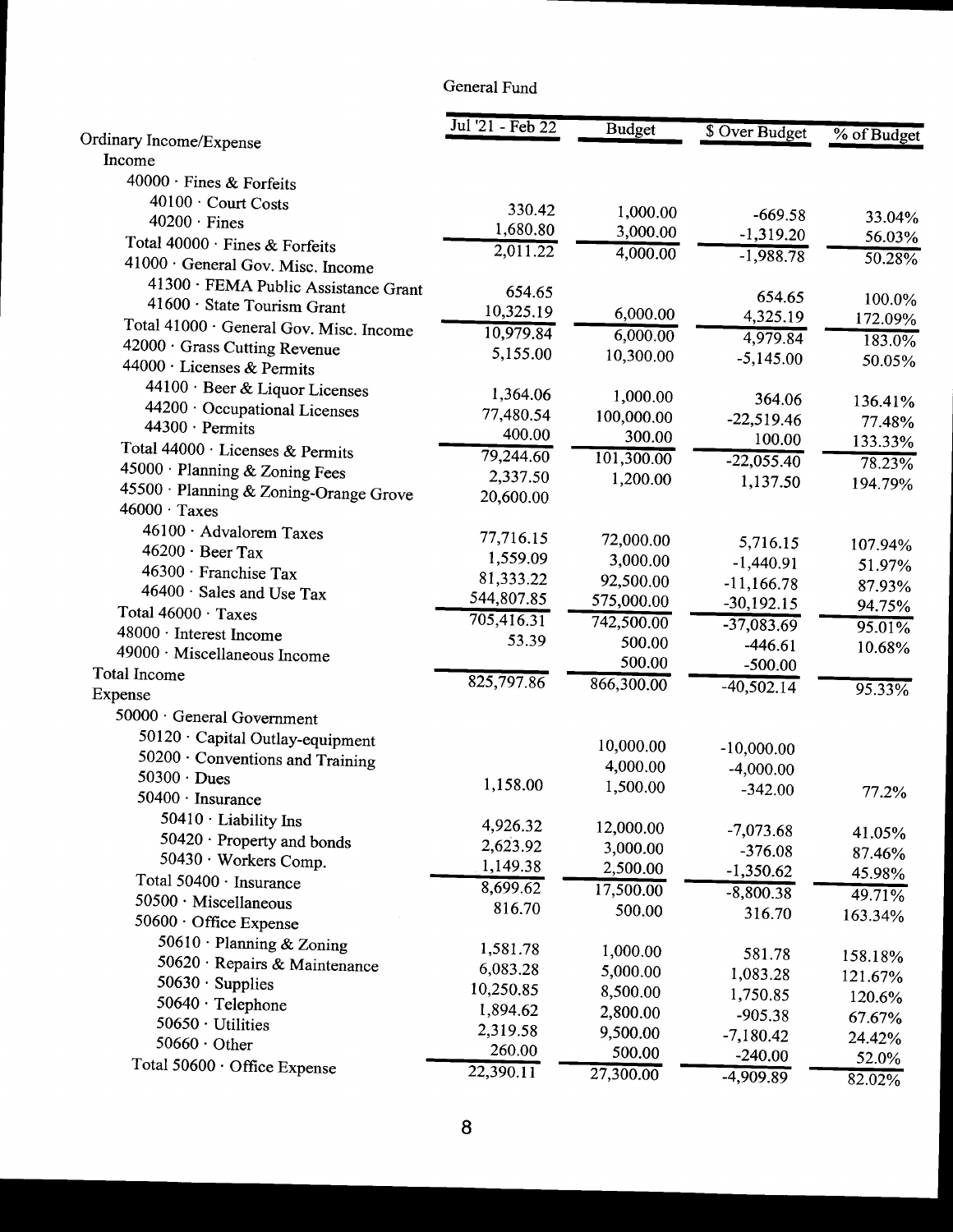General Fund

| | Jul '21 - Feb 22 | Budget | $ Over Budget | % of Budget |
|---|---|---|---|---|
| Ordinary Income/Expense | | | | |
| Income | | | | |
| 40000 · Fines & Forfeits | | | | |
| 40100 · Court Costs | 330.42 | 1,000.00 | -669.58 | 33.04% |
| 40200 · Fines | 1,680.80 | 3,000.00 | -1,319.20 | 56.03% |
| Total 40000 · Fines & Forfeits | 2,011.22 | 4,000.00 | -1,988.78 | 50.28% |
| 41000 · General Gov. Misc. Income | | | | |
| 41300 · FEMA Public Assistance Grant | 654.65 | | 654.65 | 100.0% |
| 41600 · State Tourism Grant | 10,325.19 | 6,000.00 | 4,325.19 | 172.09% |
| Total 41000 · General Gov. Misc. Income | 10,979.84 | 6,000.00 | 4,979.84 | 183.0% |
| 42000 · Grass Cutting Revenue | 5,155.00 | 10,300.00 | -5,145.00 | 50.05% |
| 44000 · Licenses & Permits | | | | |
| 44100 · Beer & Liquor Licenses | 1,364.06 | 1,000.00 | 364.06 | 136.41% |
| 44200 · Occupational Licenses | 77,480.54 | 100,000.00 | -22,519.46 | 77.48% |
| 44300 · Permits | 400.00 | 300.00 | 100.00 | 133.33% |
| Total 44000 · Licenses & Permits | 79,244.60 | 101,300.00 | -22,055.40 | 78.23% |
| 45000 · Planning & Zoning Fees | 2,337.50 | 1,200.00 | 1,137.50 | 194.79% |
| 45500 · Planning & Zoning-Orange Grove | 20,600.00 | | | |
| 46000 · Taxes | | | | |
| 46100 · Advalorem Taxes | 77,716.15 | 72,000.00 | 5,716.15 | 107.94% |
| 46200 · Beer Tax | 1,559.09 | 3,000.00 | -1,440.91 | 51.97% |
| 46300 · Franchise Tax | 81,333.22 | 92,500.00 | -11,166.78 | 87.93% |
| 46400 · Sales and Use Tax | 544,807.85 | 575,000.00 | -30,192.15 | 94.75% |
| Total 46000 · Taxes | 705,416.31 | 742,500.00 | -37,083.69 | 95.01% |
| 48000 · Interest Income | 53.39 | 500.00 | -446.61 | 10.68% |
| 49000 · Miscellaneous Income | | 500.00 | -500.00 | |
| Total Income | 825,797.86 | 866,300.00 | -40,502.14 | 95.33% |
| Expense | | | | |
| 50000 · General Government | | | | |
| 50120 · Capital Outlay-equipment | | 10,000.00 | -10,000.00 | |
| 50200 · Conventions and Training | | 4,000.00 | -4,000.00 | |
| 50300 · Dues | 1,158.00 | 1,500.00 | -342.00 | 77.2% |
| 50400 · Insurance | | | | |
| 50410 · Liability Ins | 4,926.32 | 12,000.00 | -7,073.68 | 41.05% |
| 50420 · Property and bonds | 2,623.92 | 3,000.00 | -376.08 | 87.46% |
| 50430 · Workers Comp. | 1,149.38 | 2,500.00 | -1,350.62 | 45.98% |
| Total 50400 · Insurance | 8,699.62 | 17,500.00 | -8,800.38 | 49.71% |
| 50500 · Miscellaneous | 816.70 | 500.00 | 316.70 | 163.34% |
| 50600 · Office Expense | | | | |
| 50610 · Planning & Zoning | 1,581.78 | 1,000.00 | 581.78 | 158.18% |
| 50620 · Repairs & Maintenance | 6,083.28 | 5,000.00 | 1,083.28 | 121.67% |
| 50630 · Supplies | 10,250.85 | 8,500.00 | 1,750.85 | 120.6% |
| 50640 · Telephone | 1,894.62 | 2,800.00 | -905.38 | 67.67% |
| 50650 · Utilities | 2,319.58 | 9,500.00 | -7,180.42 | 24.42% |
| 50660 · Other | 260.00 | 500.00 | -240.00 | 52.0% |
| Total 50600 · Office Expense | 22,390.11 | 27,300.00 | -4,909.89 | 82.02% |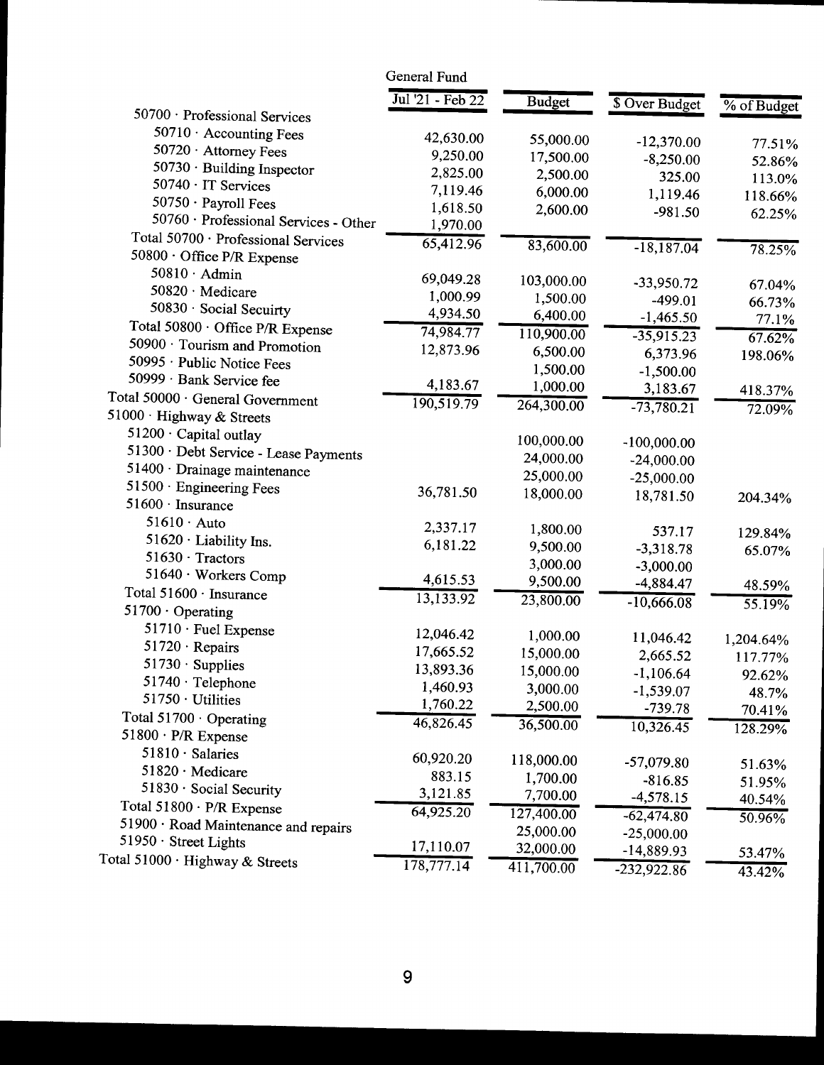| | General Fund | | | |
|---|---|---|---|---|
| | Jul '21 - Feb 22 | Budget | $ Over Budget | % of Budget |
| 50700 · Professional Services | | | | |
| 50710 · Accounting Fees | 42,630.00 | 55,000.00 | -12,370.00 | 77.51% |
| 50720 · Attorney Fees | 9,250.00 | 17,500.00 | -8,250.00 | 52.86% |
| 50730 · Building Inspector | 2,825.00 | 2,500.00 | 325.00 | 113.0% |
| 50740 · IT Services | 7,119.46 | 6,000.00 | 1,119.46 | 118.66% |
| 50750 · Payroll Fees | 1,618.50 | 2,600.00 | -981.50 | 62.25% |
| 50760 · Professional Services - Other | 1,970.00 | | | |
| Total 50700 · Professional Services | 65,412.96 | 83,600.00 | -18,187.04 | 78.25% |
| 50800 · Office P/R Expense | | | | |
| 50810 · Admin | 69,049.28 | 103,000.00 | -33,950.72 | 67.04% |
| 50820 · Medicare | 1,000.99 | 1,500.00 | -499.01 | 66.73% |
| 50830 · Social Secuirty | 4,934.50 | 6,400.00 | -1,465.50 | 77.1% |
| Total 50800 · Office P/R Expense | 74,984.77 | 110,900.00 | -35,915.23 | 67.62% |
| 50900 · Tourism and Promotion | 12,873.96 | 6,500.00 | 6,373.96 | 198.06% |
| 50995 · Public Notice Fees | | 1,500.00 | -1,500.00 | |
| 50999 · Bank Service fee | 4,183.67 | 1,000.00 | 3,183.67 | 418.37% |
| Total 50000 · General Government | 190,519.79 | 264,300.00 | -73,780.21 | 72.09% |
| 51000 · Highway & Streets | | | | |
| 51200 · Capital outlay | | 100,000.00 | -100,000.00 | |
| 51300 · Debt Service - Lease Payments | | 24,000.00 | -24,000.00 | |
| 51400 · Drainage maintenance | | 25,000.00 | -25,000.00 | |
| 51500 · Engineering Fees | 36,781.50 | 18,000.00 | 18,781.50 | 204.34% |
| 51600 · Insurance | | | | |
| 51610 · Auto | 2,337.17 | 1,800.00 | 537.17 | 129.84% |
| 51620 · Liability Ins. | 6,181.22 | 9,500.00 | -3,318.78 | 65.07% |
| 51630 · Tractors | | 3,000.00 | -3,000.00 | |
| 51640 · Workers Comp | 4,615.53 | 9,500.00 | -4,884.47 | 48.59% |
| Total 51600 · Insurance | 13,133.92 | 23,800.00 | -10,666.08 | 55.19% |
| 51700 · Operating | | | | |
| 51710 · Fuel Expense | 12,046.42 | 1,000.00 | 11,046.42 | 1,204.64% |
| 51720 · Repairs | 17,665.52 | 15,000.00 | 2,665.52 | 117.77% |
| 51730 · Supplies | 13,893.36 | 15,000.00 | -1,106.64 | 92.62% |
| 51740 · Telephone | 1,460.93 | 3,000.00 | -1,539.07 | 48.7% |
| 51750 · Utilities | 1,760.22 | 2,500.00 | -739.78 | 70.41% |
| Total 51700 · Operating | 46,826.45 | 36,500.00 | 10,326.45 | 128.29% |
| 51800 · P/R Expense | | | | |
| 51810 · Salaries | 60,920.20 | 118,000.00 | -57,079.80 | 51.63% |
| 51820 · Medicare | 883.15 | 1,700.00 | -816.85 | 51.95% |
| 51830 · Social Security | 3,121.85 | 7,700.00 | -4,578.15 | 40.54% |
| Total 51800 · P/R Expense | 64,925.20 | 127,400.00 | -62,474.80 | 50.96% |
| 51900 · Road Maintenance and repairs | | 25,000.00 | -25,000.00 | |
| 51950 · Street Lights | 17,110.07 | 32,000.00 | -14,889.93 | 53.47% |
| Total 51000 · Highway & Streets | 178,777.14 | 411,700.00 | -232,922.86 | 43.42% |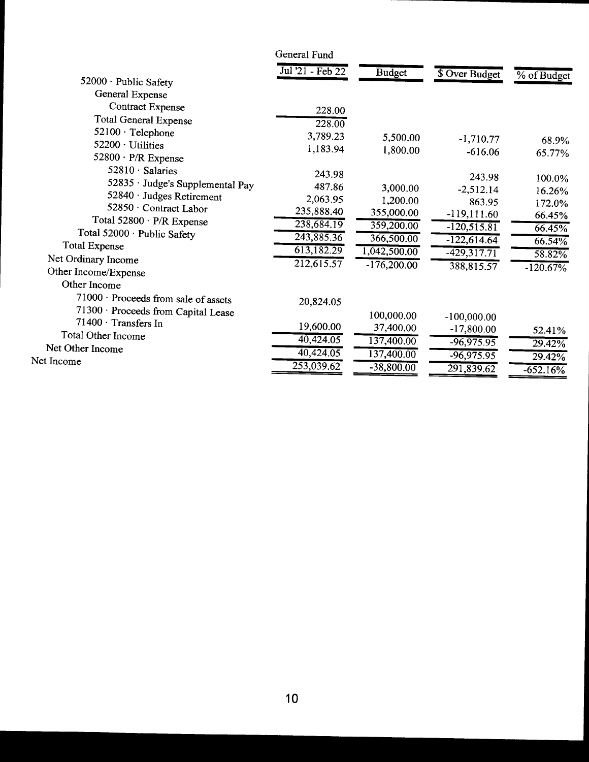| | General Fund | | | |
|---|---|---|---|---|
| | Jul '21 - Feb 22 | Budget | $ Over Budget | % of Budget |
| 52000 · Public Safety | | | | |
| General Expense | | | | |
| Contract Expense | 228.00 | | | |
| Total General Expense | 228.00 | | | |
| 52100 · Telephone | 3,789.23 | 5,500.00 | -1,710.77 | 68.9% |
| 52200 · Utilities | 1,183.94 | 1,800.00 | -616.06 | 65.77% |
| 52800 · P/R Expense | | | | |
| 52810 · Salaries | 243.98 | | 243.98 | 100.0% |
| 52835 · Judge's Supplemental Pay | 487.86 | 3,000.00 | -2,512.14 | 16.26% |
| 52840 · Judges Retirement | 2,063.95 | 1,200.00 | 863.95 | 172.0% |
| 52850 · Contract Labor | 235,888.40 | 355,000.00 | -119,111.60 | 66.45% |
| Total 52800 · P/R Expense | 238,684.19 | 359,200.00 | -120,515.81 | 66.45% |
| Total 52000 · Public Safety | 243,885.36 | 366,500.00 | -122,614.64 | 66.54% |
| Total Expense | 613,182.29 | 1,042,500.00 | -429,317.71 | 58.82% |
| Net Ordinary Income | 212,615.57 | -176,200.00 | 388,815.57 | -120.67% |
| Other Income/Expense | | | | |
| Other Income | | | | |
| 71000 · Proceeds from sale of assets | 20,824.05 | | | |
| 71300 · Proceeds from Capital Lease | | 100,000.00 | -100,000.00 | |
| 71400 · Transfers In | 19,600.00 | 37,400.00 | -17,800.00 | 52.41% |
| Total Other Income | 40,424.05 | 137,400.00 | -96,975.95 | 29.42% |
| Net Other Income | 40,424.05 | 137,400.00 | -96,975.95 | 29.42% |
| Net Income | 253,039.62 | -38,800.00 | 291,839.62 | -652.16% |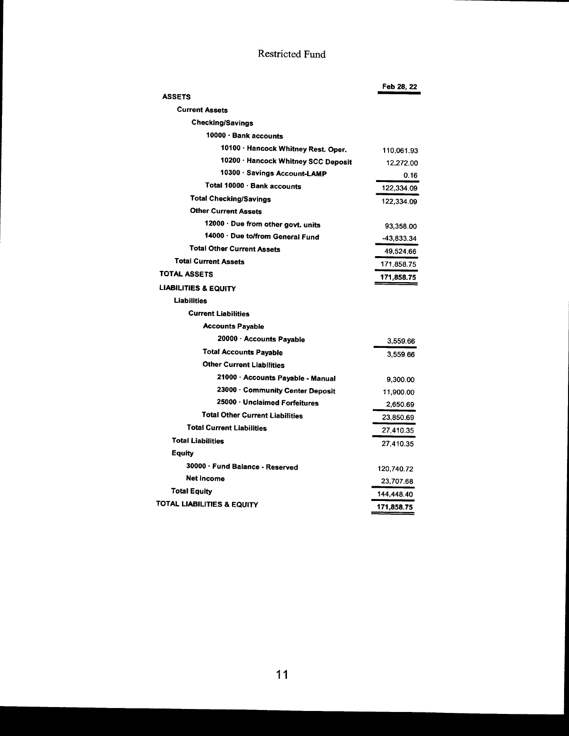# Restricted Fund

| | Feb 28, 22 |
|---|---|
| **ASSETS** | |
| **Current Assets** | |
| **Checking/Savings** | |
| **10000 · Bank accounts** | |
| **10100 · Hancock Whitney Rest. Oper.** | 110,061.93 |
| **10200 · Hancock Whitney SCC Deposit** | 12,272.00 |
| **10300 · Savings Account-LAMP** | 0.16 |
| **Total 10000 · Bank accounts** | 122,334.09 |
| **Total Checking/Savings** | 122,334.09 |
| **Other Current Assets** | |
| **12000 · Due from other govt. units** | 93,358.00 |
| **14000 · Due to/from General Fund** | -43,833.34 |
| **Total Other Current Assets** | 49,524.66 |
| **Total Current Assets** | 171,858.75 |
| **TOTAL ASSETS** | 171,858.75 |
| **LIABILITIES & EQUITY** | |
| **Liabilities** | |
| **Current Liabilities** | |
| **Accounts Payable** | |
| **20000 · Accounts Payable** | 3,559.66 |
| **Total Accounts Payable** | 3,559.66 |
| **Other Current Liabilities** | |
| **21000 · Accounts Payable - Manual** | 9,300.00 |
| **23000 · Community Center Deposit** | 11,900.00 |
| **25000 · Unclaimed Forfeitures** | 2,650.69 |
| **Total Other Current Liabilities** | 23,850.69 |
| **Total Current Liabilities** | 27,410.35 |
| **Total Liabilities** | 27,410.35 |
| **Equity** | |
| **30000 · Fund Balance - Reserved** | 120,740.72 |
| **Net Income** | 23,707.68 |
| **Total Equity** | 144,448.40 |
| **TOTAL LIABILITIES & EQUITY** | 171,858.75 |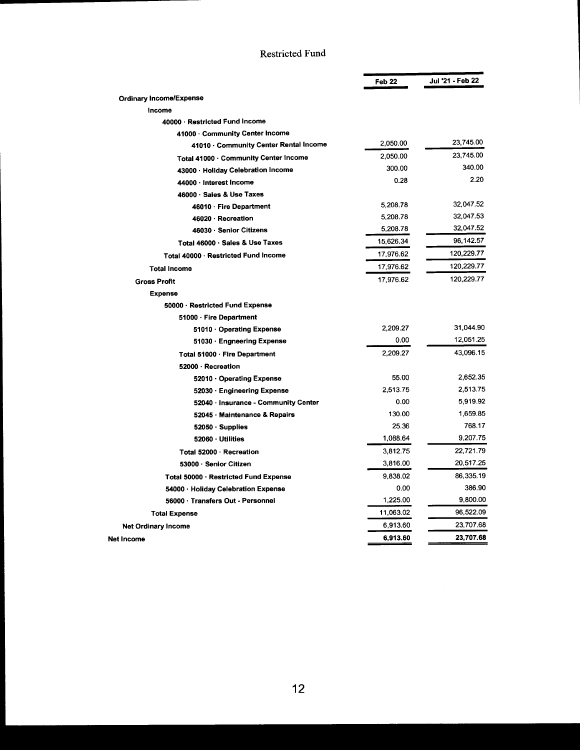# Restricted Fund

| | Feb 22 | Jul '21 - Feb 22 |
|---|---|---|
| **Ordinary Income/Expense** | | |
| **Income** | | |
| **40000 · Restricted Fund Income** | | |
| **41000 · Community Center Income** | | |
| **41010 · Community Center Rental Income** | 2,050.00 | 23,745.00 |
| **Total 41000 · Community Center Income** | 2,050.00 | 23,745.00 |
| **43000 · Holiday Celebration Income** | 300.00 | 340.00 |
| **44000 · Interest Income** | 0.28 | 2.20 |
| **46000 · Sales & Use Taxes** | | |
| **46010 · Fire Department** | 5,208.78 | 32,047.52 |
| **46020 · Recreation** | 5,208.78 | 32,047.53 |
| **46030 · Senior Citizens** | 5,208.78 | 32,047.52 |
| **Total 46000 · Sales & Use Taxes** | 15,626.34 | 96,142.57 |
| **Total 40000 · Restricted Fund Income** | 17,976.62 | 120,229.77 |
| **Total Income** | 17,976.62 | 120,229.77 |
| **Gross Profit** | 17,976.62 | 120,229.77 |
| **Expense** | | |
| **50000 · Restricted Fund Expense** | | |
| **51000 · Fire Department** | | |
| **51010 · Operating Expense** | 2,209.27 | 31,044.90 |
| **51030 · Engneering Expense** | 0.00 | 12,051.25 |
| **Total 51000 · Fire Department** | 2,209.27 | 43,096.15 |
| **52000 · Recreation** | | |
| **52010 · Operating Expense** | 55.00 | 2,652.35 |
| **52030 · Engineering Expense** | 2,513.75 | 2,513.75 |
| **52040 · Insurance - Community Center** | 0.00 | 5,919.92 |
| **52045 · Maintenance & Repairs** | 130.00 | 1,659.85 |
| **52050 · Supplies** | 25.36 | 768.17 |
| **52060 · Utilities** | 1,088.64 | 9,207.75 |
| **Total 52000 · Recreation** | 3,812.75 | 22,721.79 |
| **53000 · Senior Citizen** | 3,816.00 | 20,517.25 |
| **Total 50000 · Restricted Fund Expense** | 9,838.02 | 86,335.19 |
| **54000 · Holiday Celebration Expense** | 0.00 | 386.90 |
| **56000 · Transfers Out - Personnel** | 1,225.00 | 9,800.00 |
| **Total Expense** | 11,063.02 | 96,522.09 |
| **Net Ordinary Income** | 6,913.60 | 23,707.68 |
| **Net Income** | **6,913.60** | **23,707.68** |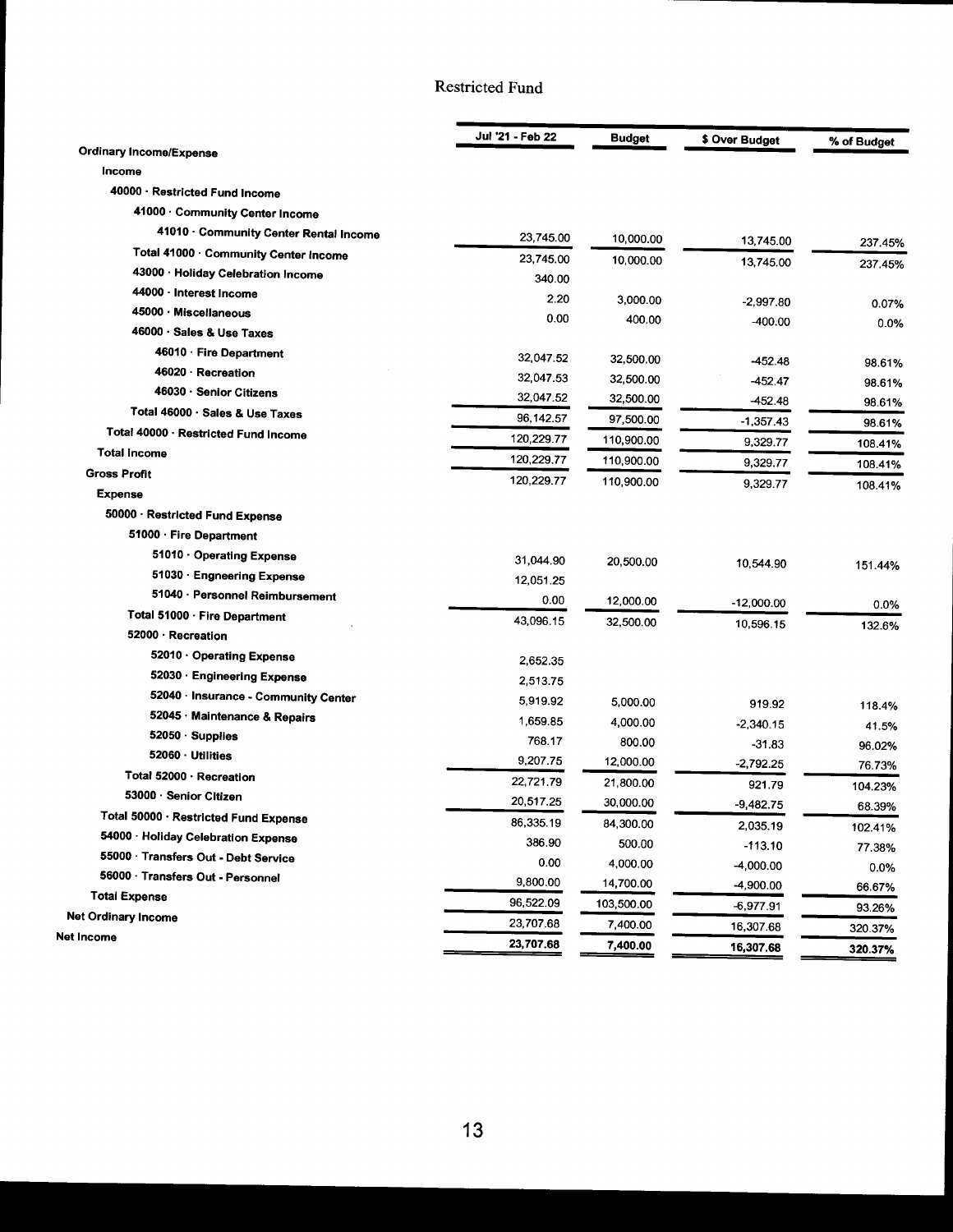# Restricted Fund

| | Jul '21 - Feb 22 | Budget | $ Over Budget | % of Budget |
|---|---|---|---|---|
| **Ordinary Income/Expense** | | | | |
| **Income** | | | | |
| **40000 · Restricted Fund Income** | | | | |
| **41000 · Community Center Income** | | | | |
| **41010 · Community Center Rental Income** | 23,745.00 | 10,000.00 | 13,745.00 | 237.45% |
| **Total 41000 · Community Center Income** | 23,745.00 | 10,000.00 | 13,745.00 | 237.45% |
| **43000 · Holiday Celebration Income** | 340.00 | | | |
| **44000 · Interest Income** | 2.20 | 3,000.00 | -2,997.80 | 0.07% |
| **45000 · Miscellaneous** | 0.00 | 400.00 | -400.00 | 0.0% |
| **46000 · Sales & Use Taxes** | | | | |
| **46010 · Fire Department** | 32,047.52 | 32,500.00 | -452.48 | 98.61% |
| **46020 · Recreation** | 32,047.53 | 32,500.00 | -452.47 | 98.61% |
| **46030 · Senior Citizens** | 32,047.52 | 32,500.00 | -452.48 | 98.61% |
| **Total 46000 · Sales & Use Taxes** | 96,142.57 | 97,500.00 | -1,357.43 | 98.61% |
| **Total 40000 · Restricted Fund Income** | 120,229.77 | 110,900.00 | 9,329.77 | 108.41% |
| **Total Income** | 120,229.77 | 110,900.00 | 9,329.77 | 108.41% |
| **Gross Profit** | 120,229.77 | 110,900.00 | 9,329.77 | 108.41% |
| **Expense** | | | | |
| **50000 · Restricted Fund Expense** | | | | |
| **51000 · Fire Department** | | | | |
| **51010 · Operating Expense** | 31,044.90 | 20,500.00 | 10,544.90 | 151.44% |
| **51030 · Engneering Expense** | 12,051.25 | | | |
| **51040 · Personnel Reimbursement** | 0.00 | 12,000.00 | -12,000.00 | 0.0% |
| **Total 51000 · Fire Department** | 43,096.15 | 32,500.00 | 10,596.15 | 132.6% |
| **52000 · Recreation** | | | | |
| **52010 · Operating Expense** | 2,652.35 | | | |
| **52030 · Engineering Expense** | 2,513.75 | | | |
| **52040 · Insurance - Community Center** | 5,919.92 | 5,000.00 | 919.92 | 118.4% |
| **52045 · Maintenance & Repairs** | 1,659.85 | 4,000.00 | -2,340.15 | 41.5% |
| **52050 · Supplies** | 768.17 | 800.00 | -31.83 | 96.02% |
| **52060 · Utilities** | 9,207.75 | 12,000.00 | -2,792.25 | 76.73% |
| **Total 52000 · Recreation** | 22,721.79 | 21,800.00 | 921.79 | 104.23% |
| **53000 · Senior Citizen** | 20,517.25 | 30,000.00 | -9,482.75 | 68.39% |
| **Total 50000 · Restricted Fund Expense** | 86,335.19 | 84,300.00 | 2,035.19 | 102.41% |
| **54000 · Holiday Celebration Expense** | 386.90 | 500.00 | -113.10 | 77.38% |
| **55000 · Transfers Out - Debt Service** | 0.00 | 4,000.00 | -4,000.00 | 0.0% |
| **56000 · Transfers Out - Personnel** | 9,800.00 | 14,700.00 | -4,900.00 | 66.67% |
| **Total Expense** | 96,522.09 | 103,500.00 | -6,977.91 | 93.26% |
| **Net Ordinary Income** | 23,707.68 | 7,400.00 | 16,307.68 | 320.37% |
| **Net Income** | **23,707.68** | **7,400.00** | **16,307.68** | **320.37%** |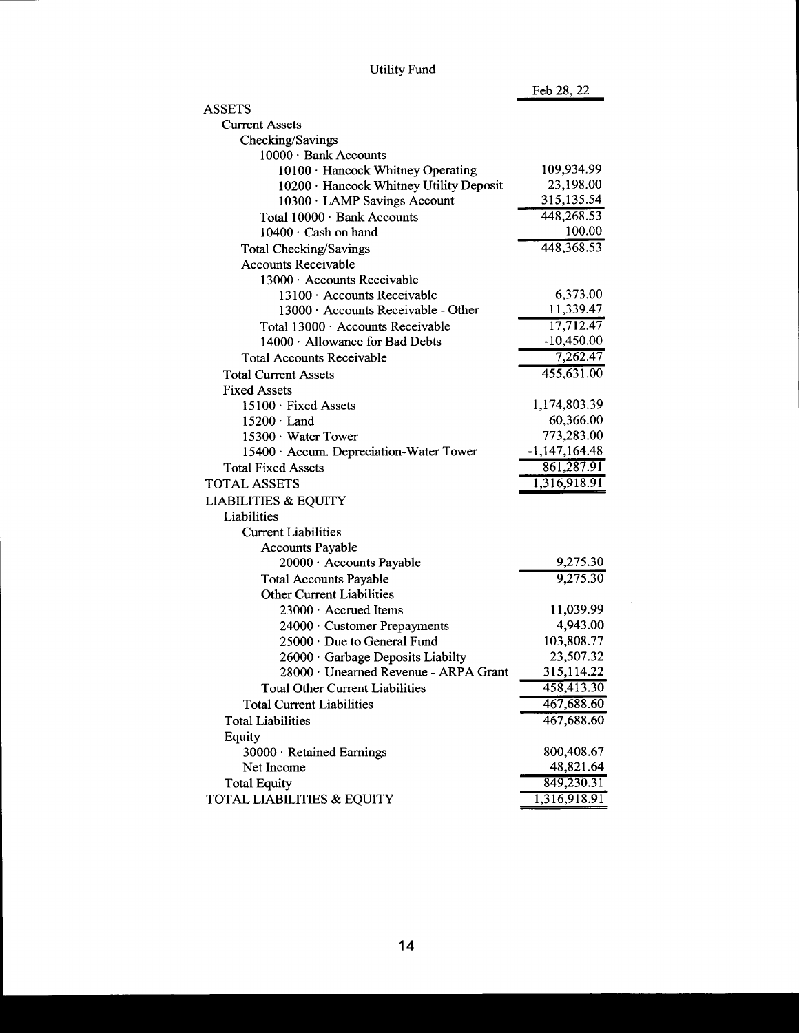# Utility Fund

| | Feb 28, 22 |
|---|---|
| **ASSETS** | |
| Current Assets | |
| Checking/Savings | |
| 10000 · Bank Accounts | |
| 10100 · Hancock Whitney Operating | 109,934.99 |
| 10200 · Hancock Whitney Utility Deposit | 23,198.00 |
| 10300 · LAMP Savings Account | 315,135.54 |
| Total 10000 · Bank Accounts | 448,268.53 |
| 10400 · Cash on hand | 100.00 |
| Total Checking/Savings | 448,368.53 |
| Accounts Receivable | |
| 13000 · Accounts Receivable | |
| 13100 · Accounts Receivable | 6,373.00 |
| 13000 · Accounts Receivable - Other | 11,339.47 |
| Total 13000 · Accounts Receivable | 17,712.47 |
| 14000 · Allowance for Bad Debts | -10,450.00 |
| Total Accounts Receivable | 7,262.47 |
| Total Current Assets | 455,631.00 |
| Fixed Assets | |
| 15100 · Fixed Assets | 1,174,803.39 |
| 15200 · Land | 60,366.00 |
| 15300 · Water Tower | 773,283.00 |
| 15400 · Accum. Depreciation-Water Tower | -1,147,164.48 |
| Total Fixed Assets | 861,287.91 |
| **TOTAL ASSETS** | 1,316,918.91 |
| **LIABILITIES & EQUITY** | |
| Liabilities | |
| Current Liabilities | |
| Accounts Payable | |
| 20000 · Accounts Payable | 9,275.30 |
| Total Accounts Payable | 9,275.30 |
| Other Current Liabilities | |
| 23000 · Accrued Items | 11,039.99 |
| 24000 · Customer Prepayments | 4,943.00 |
| 25000 · Due to General Fund | 103,808.77 |
| 26000 · Garbage Deposits Liabilty | 23,507.32 |
| 28000 · Unearned Revenue - ARPA Grant | 315,114.22 |
| Total Other Current Liabilities | 458,413.30 |
| Total Current Liabilities | 467,688.60 |
| Total Liabilities | 467,688.60 |
| Equity | |
| 30000 · Retained Earnings | 800,408.67 |
| Net Income | 48,821.64 |
| Total Equity | 849,230.31 |
| **TOTAL LIABILITIES & EQUITY** | 1,316,918.91 |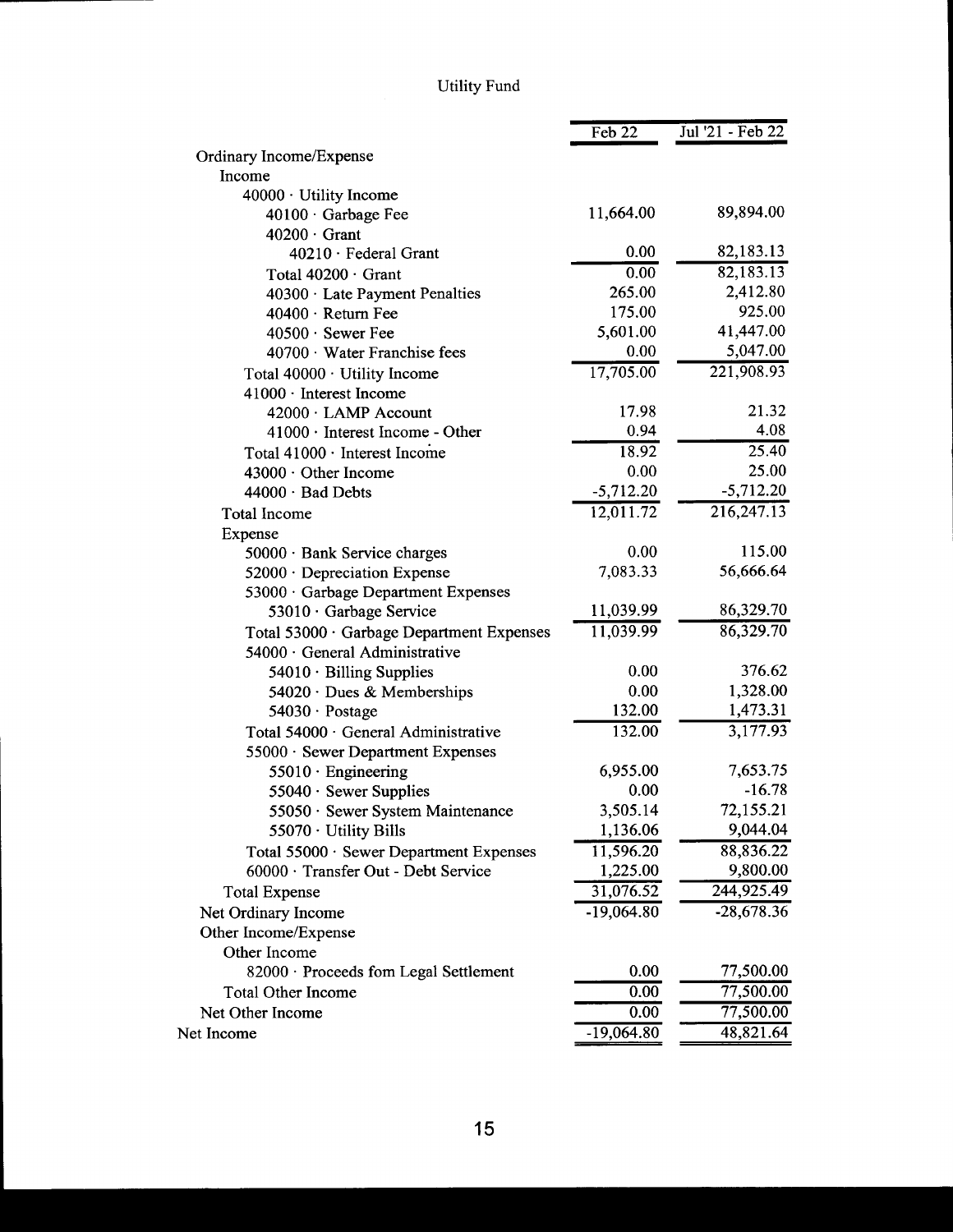# Utility Fund

| | Feb 22 | Jul '21 - Feb 22 |
|---|---|---|
| Ordinary Income/Expense | | |
| Income | | |
| 40000 · Utility Income | | |
| 40100 · Garbage Fee | 11,664.00 | 89,894.00 |
| 40200 · Grant | | |
| 40210 · Federal Grant | 0.00 | 82,183.13 |
| Total 40200 · Grant | 0.00 | 82,183.13 |
| 40300 · Late Payment Penalties | 265.00 | 2,412.80 |
| 40400 · Return Fee | 175.00 | 925.00 |
| 40500 · Sewer Fee | 5,601.00 | 41,447.00 |
| 40700 · Water Franchise fees | 0.00 | 5,047.00 |
| Total 40000 · Utility Income | 17,705.00 | 221,908.93 |
| 41000 · Interest Income | | |
| 42000 · LAMP Account | 17.98 | 21.32 |
| 41000 · Interest Income - Other | 0.94 | 4.08 |
| Total 41000 · Interest Income | 18.92 | 25.40 |
| 43000 · Other Income | 0.00 | 25.00 |
| 44000 · Bad Debts | -5,712.20 | -5,712.20 |
| Total Income | 12,011.72 | 216,247.13 |
| Expense | | |
| 50000 · Bank Service charges | 0.00 | 115.00 |
| 52000 · Depreciation Expense | 7,083.33 | 56,666.64 |
| 53000 · Garbage Department Expenses | | |
| 53010 · Garbage Service | 11,039.99 | 86,329.70 |
| Total 53000 · Garbage Department Expenses | 11,039.99 | 86,329.70 |
| 54000 · General Administrative | | |
| 54010 · Billing Supplies | 0.00 | 376.62 |
| 54020 · Dues & Memberships | 0.00 | 1,328.00 |
| 54030 · Postage | 132.00 | 1,473.31 |
| Total 54000 · General Administrative | 132.00 | 3,177.93 |
| 55000 · Sewer Department Expenses | | |
| 55010 · Engineering | 6,955.00 | 7,653.75 |
| 55040 · Sewer Supplies | 0.00 | -16.78 |
| 55050 · Sewer System Maintenance | 3,505.14 | 72,155.21 |
| 55070 · Utility Bills | 1,136.06 | 9,044.04 |
| Total 55000 · Sewer Department Expenses | 11,596.20 | 88,836.22 |
| 60000 · Transfer Out - Debt Service | 1,225.00 | 9,800.00 |
| Total Expense | 31,076.52 | 244,925.49 |
| Net Ordinary Income | -19,064.80 | -28,678.36 |
| Other Income/Expense | | |
| Other Income | | |
| 82000 · Proceeds fom Legal Settlement | 0.00 | 77,500.00 |
| Total Other Income | 0.00 | 77,500.00 |
| Net Other Income | 0.00 | 77,500.00 |
| Net Income | -19,064.80 | 48,821.64 |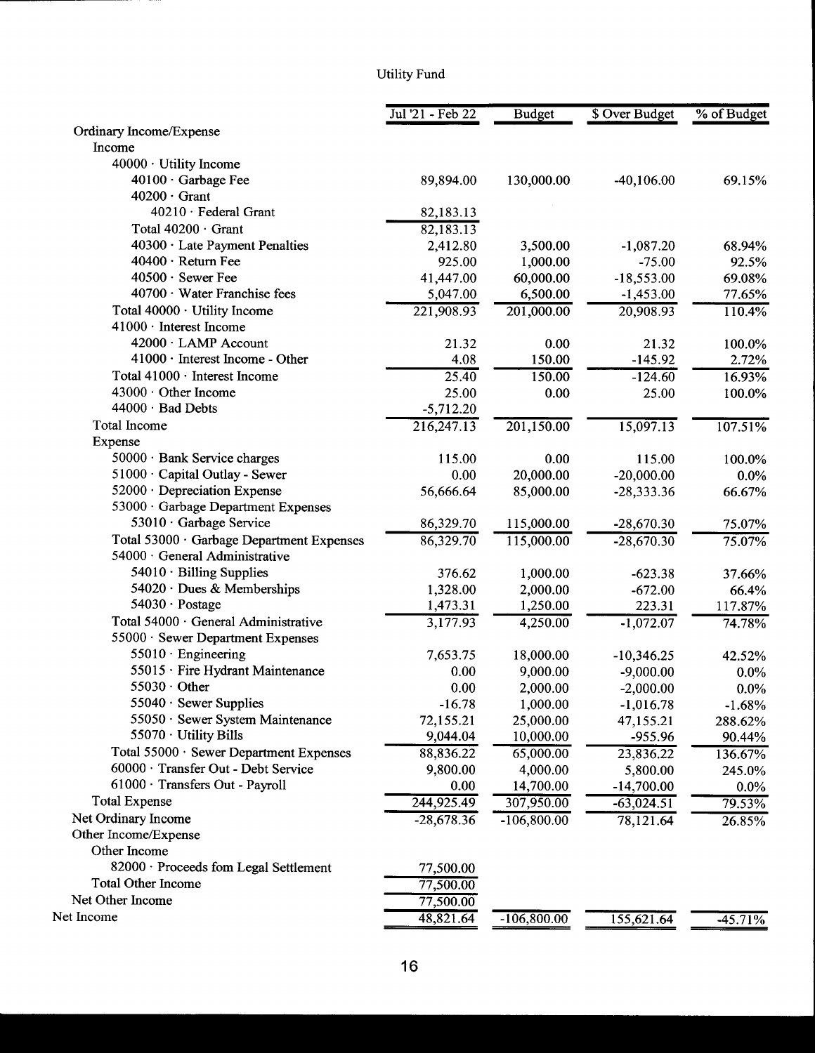# Utility Fund

| | Jul '21 - Feb 22 | Budget | $ Over Budget | % of Budget |
|---|---|---|---|---|
| Ordinary Income/Expense | | | | |
| Income | | | | |
| 40000 · Utility Income | | | | |
| 40100 · Garbage Fee | 89,894.00 | 130,000.00 | -40,106.00 | 69.15% |
| 40200 · Grant | | | | |
| 40210 · Federal Grant | 82,183.13 | | | |
| Total 40200 · Grant | 82,183.13 | | | |
| 40300 · Late Payment Penalties | 2,412.80 | 3,500.00 | -1,087.20 | 68.94% |
| 40400 · Return Fee | 925.00 | 1,000.00 | -75.00 | 92.5% |
| 40500 · Sewer Fee | 41,447.00 | 60,000.00 | -18,553.00 | 69.08% |
| 40700 · Water Franchise fees | 5,047.00 | 6,500.00 | -1,453.00 | 77.65% |
| Total 40000 · Utility Income | 221,908.93 | 201,000.00 | 20,908.93 | 110.4% |
| 41000 · Interest Income | | | | |
| 42000 · LAMP Account | 21.32 | 0.00 | 21.32 | 100.0% |
| 41000 · Interest Income - Other | 4.08 | 150.00 | -145.92 | 2.72% |
| Total 41000 · Interest Income | 25.40 | 150.00 | -124.60 | 16.93% |
| 43000 · Other Income | 25.00 | 0.00 | 25.00 | 100.0% |
| 44000 · Bad Debts | -5,712.20 | | | |
| Total Income | 216,247.13 | 201,150.00 | 15,097.13 | 107.51% |
| Expense | | | | |
| 50000 · Bank Service charges | 115.00 | 0.00 | 115.00 | 100.0% |
| 51000 · Capital Outlay - Sewer | 0.00 | 20,000.00 | -20,000.00 | 0.0% |
| 52000 · Depreciation Expense | 56,666.64 | 85,000.00 | -28,333.36 | 66.67% |
| 53000 · Garbage Department Expenses | | | | |
| 53010 · Garbage Service | 86,329.70 | 115,000.00 | -28,670.30 | 75.07% |
| Total 53000 · Garbage Department Expenses | 86,329.70 | 115,000.00 | -28,670.30 | 75.07% |
| 54000 · General Administrative | | | | |
| 54010 · Billing Supplies | 376.62 | 1,000.00 | -623.38 | 37.66% |
| 54020 · Dues & Memberships | 1,328.00 | 2,000.00 | -672.00 | 66.4% |
| 54030 · Postage | 1,473.31 | 1,250.00 | 223.31 | 117.87% |
| Total 54000 · General Administrative | 3,177.93 | 4,250.00 | -1,072.07 | 74.78% |
| 55000 · Sewer Department Expenses | | | | |
| 55010 · Engineering | 7,653.75 | 18,000.00 | -10,346.25 | 42.52% |
| 55015 · Fire Hydrant Maintenance | 0.00 | 9,000.00 | -9,000.00 | 0.0% |
| 55030 · Other | 0.00 | 2,000.00 | -2,000.00 | 0.0% |
| 55040 · Sewer Supplies | -16.78 | 1,000.00 | -1,016.78 | -1.68% |
| 55050 · Sewer System Maintenance | 72,155.21 | 25,000.00 | 47,155.21 | 288.62% |
| 55070 · Utility Bills | 9,044.04 | 10,000.00 | -955.96 | 90.44% |
| Total 55000 · Sewer Department Expenses | 88,836.22 | 65,000.00 | 23,836.22 | 136.67% |
| 60000 · Transfer Out - Debt Service | 9,800.00 | 4,000.00 | 5,800.00 | 245.0% |
| 61000 · Transfers Out - Payroll | 0.00 | 14,700.00 | -14,700.00 | 0.0% |
| Total Expense | 244,925.49 | 307,950.00 | -63,024.51 | 79.53% |
| Net Ordinary Income | -28,678.36 | -106,800.00 | 78,121.64 | 26.85% |
| Other Income/Expense | | | | |
| Other Income | | | | |
| 82000 · Proceeds fom Legal Settlement | 77,500.00 | | | |
| Total Other Income | 77,500.00 | | | |
| Net Other Income | 77,500.00 | | | |
| Net Income | 48,821.64 | -106,800.00 | 155,621.64 | -45.71% |